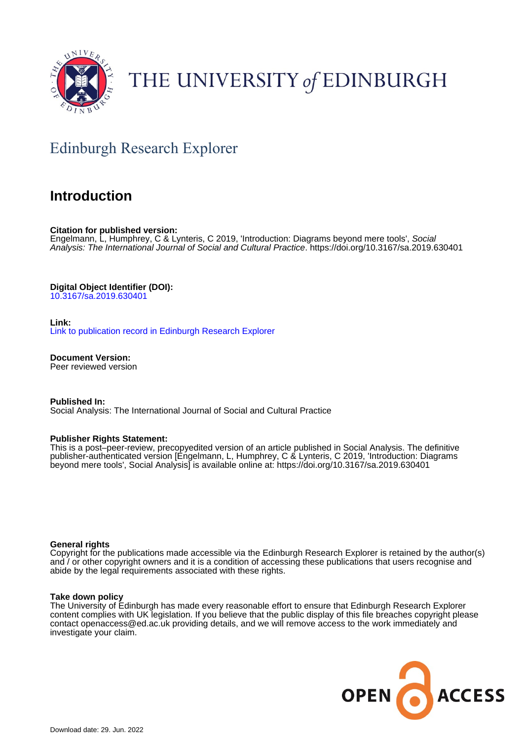THE UNIVERSITY *of* EDINBURGH

Edinburgh Research Explorer

# Introduction

**Citation for published version:**
Engelmann, L, Humphrey, C & Lynteris, C 2019, 'Introduction: Diagrams beyond mere tools', *Social Analysis: The International Journal of Social and Cultural Practice*. https://doi.org/10.3167/sa.2019.630401

**Digital Object Identifier (DOI):**
10.3167/sa.2019.630401

**Link:**
Link to publication record in Edinburgh Research Explorer

**Document Version:**
Peer reviewed version

**Published In:**
Social Analysis: The International Journal of Social and Cultural Practice

**Publisher Rights Statement:**
This is a post–peer-review, precopyedited version of an article published in Social Analysis. The definitive publisher-authenticated version [Engelmann, L, Humphrey, C & Lynteris, C 2019, 'Introduction: Diagrams beyond mere tools', Social Analysis] is available online at: https://doi.org/10.3167/sa.2019.630401

**General rights**
Copyright for the publications made accessible via the Edinburgh Research Explorer is retained by the author(s) and / or other copyright owners and it is a condition of accessing these publications that users recognise and abide by the legal requirements associated with these rights.

**Take down policy**
The University of Edinburgh has made every reasonable effort to ensure that Edinburgh Research Explorer content complies with UK legislation. If you believe that the public display of this file breaches copyright please contact openaccess@ed.ac.uk providing details, and we will remove access to the work immediately and investigate your claim.

OPEN ACCESS

Download date: 29. Jun. 2022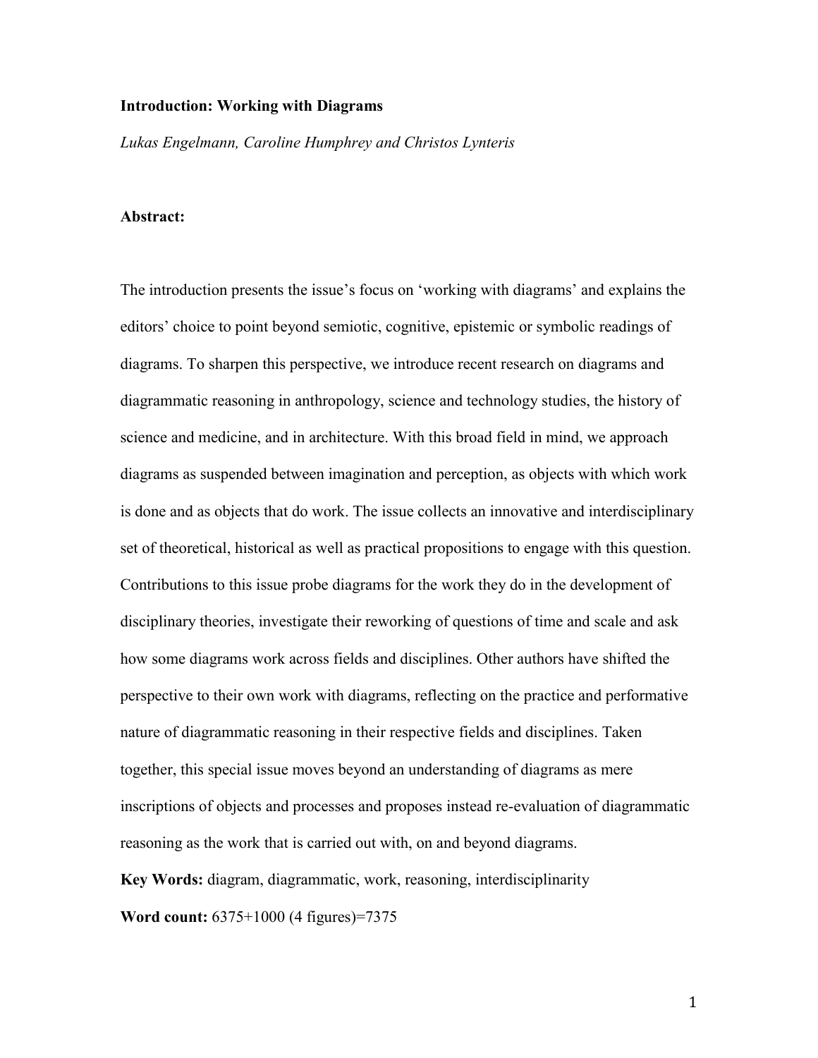**Introduction: Working with Diagrams**

*Lukas Engelmann, Caroline Humphrey and Christos Lynteris*

**Abstract:**

The introduction presents the issue's focus on 'working with diagrams' and explains the editors' choice to point beyond semiotic, cognitive, epistemic or symbolic readings of diagrams. To sharpen this perspective, we introduce recent research on diagrams and diagrammatic reasoning in anthropology, science and technology studies, the history of science and medicine, and in architecture. With this broad field in mind, we approach diagrams as suspended between imagination and perception, as objects with which work is done and as objects that do work. The issue collects an innovative and interdisciplinary set of theoretical, historical as well as practical propositions to engage with this question. Contributions to this issue probe diagrams for the work they do in the development of disciplinary theories, investigate their reworking of questions of time and scale and ask how some diagrams work across fields and disciplines. Other authors have shifted the perspective to their own work with diagrams, reflecting on the practice and performative nature of diagrammatic reasoning in their respective fields and disciplines. Taken together, this special issue moves beyond an understanding of diagrams as mere inscriptions of objects and processes and proposes instead re-evaluation of diagrammatic reasoning as the work that is carried out with, on and beyond diagrams.

**Key Words:** diagram, diagrammatic, work, reasoning, interdisciplinarity

**Word count:** 6375+1000 (4 figures)=7375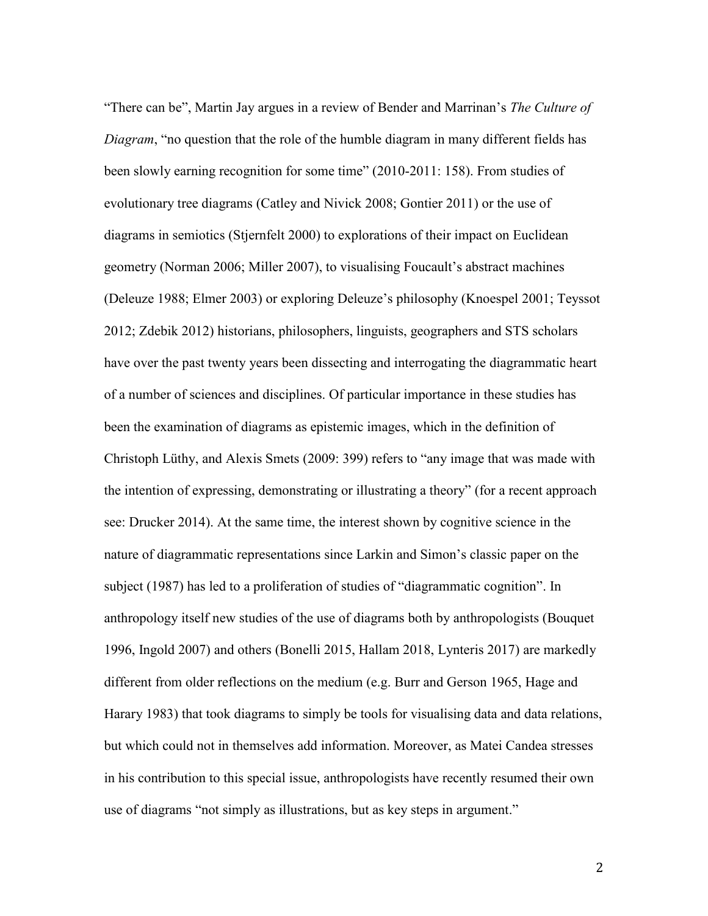"There can be", Martin Jay argues in a review of Bender and Marrinan's *The Culture of Diagram*, "no question that the role of the humble diagram in many different fields has been slowly earning recognition for some time" (2010-2011: 158). From studies of evolutionary tree diagrams (Catley and Nivick 2008; Gontier 2011) or the use of diagrams in semiotics (Stjernfelt 2000) to explorations of their impact on Euclidean geometry (Norman 2006; Miller 2007), to visualising Foucault's abstract machines (Deleuze 1988; Elmer 2003) or exploring Deleuze's philosophy (Knoespel 2001; Teyssot 2012; Zdebik 2012) historians, philosophers, linguists, geographers and STS scholars have over the past twenty years been dissecting and interrogating the diagrammatic heart of a number of sciences and disciplines. Of particular importance in these studies has been the examination of diagrams as epistemic images, which in the definition of Christoph Lüthy, and Alexis Smets (2009: 399) refers to "any image that was made with the intention of expressing, demonstrating or illustrating a theory" (for a recent approach see: Drucker 2014). At the same time, the interest shown by cognitive science in the nature of diagrammatic representations since Larkin and Simon's classic paper on the subject (1987) has led to a proliferation of studies of "diagrammatic cognition". In anthropology itself new studies of the use of diagrams both by anthropologists (Bouquet 1996, Ingold 2007) and others (Bonelli 2015, Hallam 2018, Lynteris 2017) are markedly different from older reflections on the medium (e.g. Burr and Gerson 1965, Hage and Harary 1983) that took diagrams to simply be tools for visualising data and data relations, but which could not in themselves add information. Moreover, as Matei Candea stresses in his contribution to this special issue, anthropologists have recently resumed their own use of diagrams "not simply as illustrations, but as key steps in argument."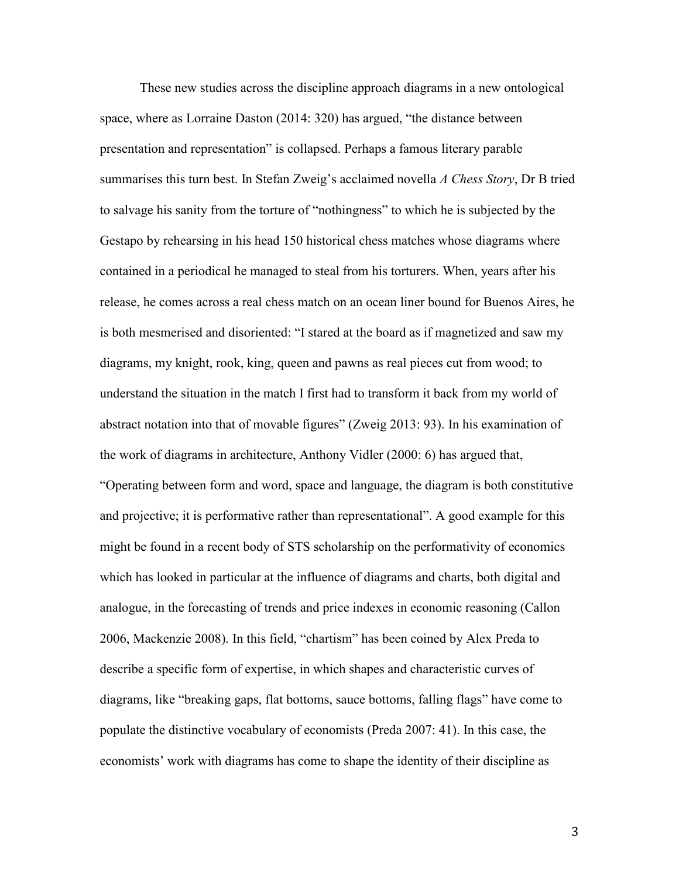These new studies across the discipline approach diagrams in a new ontological space, where as Lorraine Daston (2014: 320) has argued, "the distance between presentation and representation" is collapsed. Perhaps a famous literary parable summarises this turn best. In Stefan Zweig's acclaimed novella *A Chess Story*, Dr B tried to salvage his sanity from the torture of "nothingness" to which he is subjected by the Gestapo by rehearsing in his head 150 historical chess matches whose diagrams where contained in a periodical he managed to steal from his torturers. When, years after his release, he comes across a real chess match on an ocean liner bound for Buenos Aires, he is both mesmerised and disoriented: "I stared at the board as if magnetized and saw my diagrams, my knight, rook, king, queen and pawns as real pieces cut from wood; to understand the situation in the match I first had to transform it back from my world of abstract notation into that of movable figures" (Zweig 2013: 93). In his examination of the work of diagrams in architecture, Anthony Vidler (2000: 6) has argued that, "Operating between form and word, space and language, the diagram is both constitutive and projective; it is performative rather than representational". A good example for this might be found in a recent body of STS scholarship on the performativity of economics which has looked in particular at the influence of diagrams and charts, both digital and analogue, in the forecasting of trends and price indexes in economic reasoning (Callon 2006, Mackenzie 2008). In this field, "chartism" has been coined by Alex Preda to describe a specific form of expertise, in which shapes and characteristic curves of diagrams, like "breaking gaps, flat bottoms, sauce bottoms, falling flags" have come to populate the distinctive vocabulary of economists (Preda 2007: 41). In this case, the economists' work with diagrams has come to shape the identity of their discipline as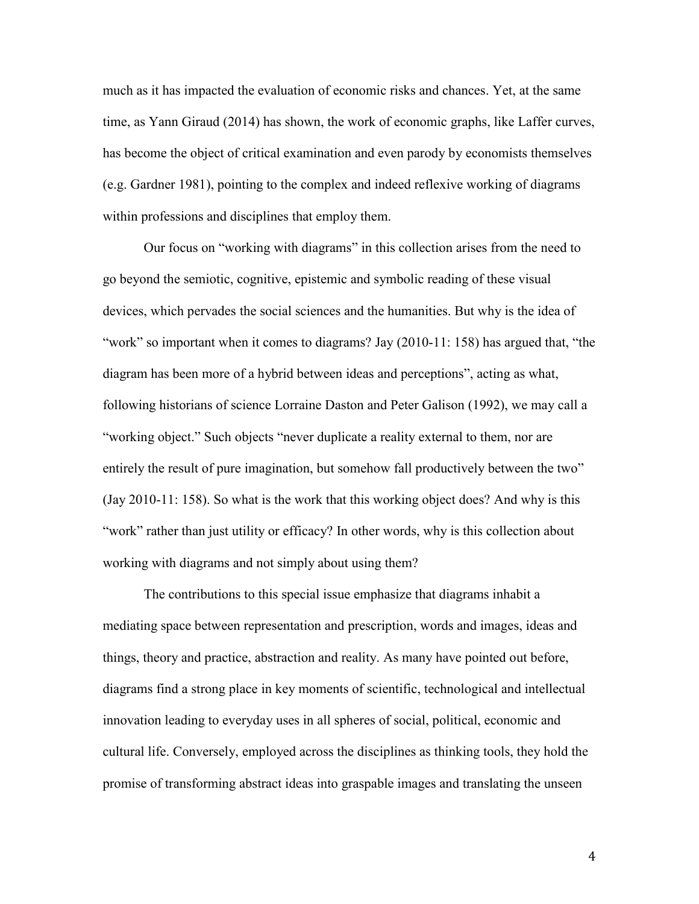much as it has impacted the evaluation of economic risks and chances. Yet, at the same time, as Yann Giraud (2014) has shown, the work of economic graphs, like Laffer curves, has become the object of critical examination and even parody by economists themselves (e.g. Gardner 1981), pointing to the complex and indeed reflexive working of diagrams within professions and disciplines that employ them.

Our focus on "working with diagrams" in this collection arises from the need to go beyond the semiotic, cognitive, epistemic and symbolic reading of these visual devices, which pervades the social sciences and the humanities. But why is the idea of "work" so important when it comes to diagrams? Jay (2010-11: 158) has argued that, "the diagram has been more of a hybrid between ideas and perceptions", acting as what, following historians of science Lorraine Daston and Peter Galison (1992), we may call a "working object." Such objects "never duplicate a reality external to them, nor are entirely the result of pure imagination, but somehow fall productively between the two" (Jay 2010-11: 158). So what is the work that this working object does? And why is this "work" rather than just utility or efficacy? In other words, why is this collection about working with diagrams and not simply about using them?

The contributions to this special issue emphasize that diagrams inhabit a mediating space between representation and prescription, words and images, ideas and things, theory and practice, abstraction and reality. As many have pointed out before, diagrams find a strong place in key moments of scientific, technological and intellectual innovation leading to everyday uses in all spheres of social, political, economic and cultural life. Conversely, employed across the disciplines as thinking tools, they hold the promise of transforming abstract ideas into graspable images and translating the unseen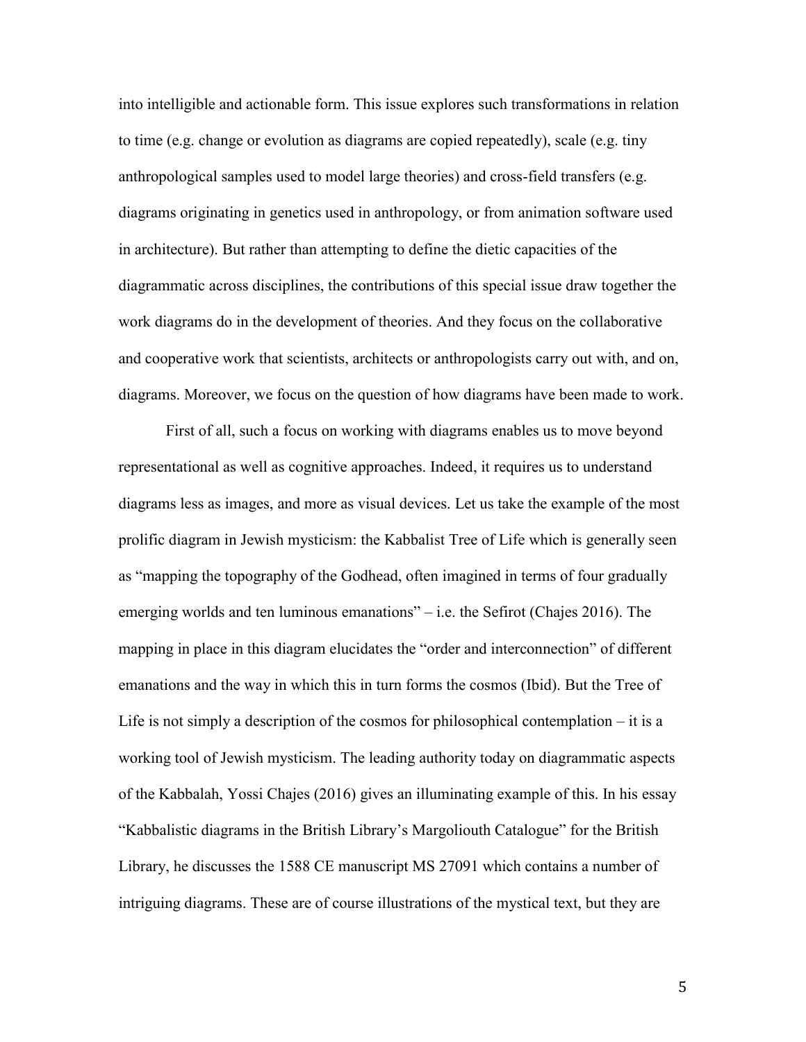into intelligible and actionable form. This issue explores such transformations in relation to time (e.g. change or evolution as diagrams are copied repeatedly), scale (e.g. tiny anthropological samples used to model large theories) and cross-field transfers (e.g. diagrams originating in genetics used in anthropology, or from animation software used in architecture). But rather than attempting to define the dietic capacities of the diagrammatic across disciplines, the contributions of this special issue draw together the work diagrams do in the development of theories. And they focus on the collaborative and cooperative work that scientists, architects or anthropologists carry out with, and on, diagrams. Moreover, we focus on the question of how diagrams have been made to work.

First of all, such a focus on working with diagrams enables us to move beyond representational as well as cognitive approaches. Indeed, it requires us to understand diagrams less as images, and more as visual devices. Let us take the example of the most prolific diagram in Jewish mysticism: the Kabbalist Tree of Life which is generally seen as "mapping the topography of the Godhead, often imagined in terms of four gradually emerging worlds and ten luminous emanations" – i.e. the Sefirot (Chajes 2016). The mapping in place in this diagram elucidates the "order and interconnection" of different emanations and the way in which this in turn forms the cosmos (Ibid). But the Tree of Life is not simply a description of the cosmos for philosophical contemplation – it is a working tool of Jewish mysticism. The leading authority today on diagrammatic aspects of the Kabbalah, Yossi Chajes (2016) gives an illuminating example of this. In his essay "Kabbalistic diagrams in the British Library's Margoliouth Catalogue" for the British Library, he discusses the 1588 CE manuscript MS 27091 which contains a number of intriguing diagrams. These are of course illustrations of the mystical text, but they are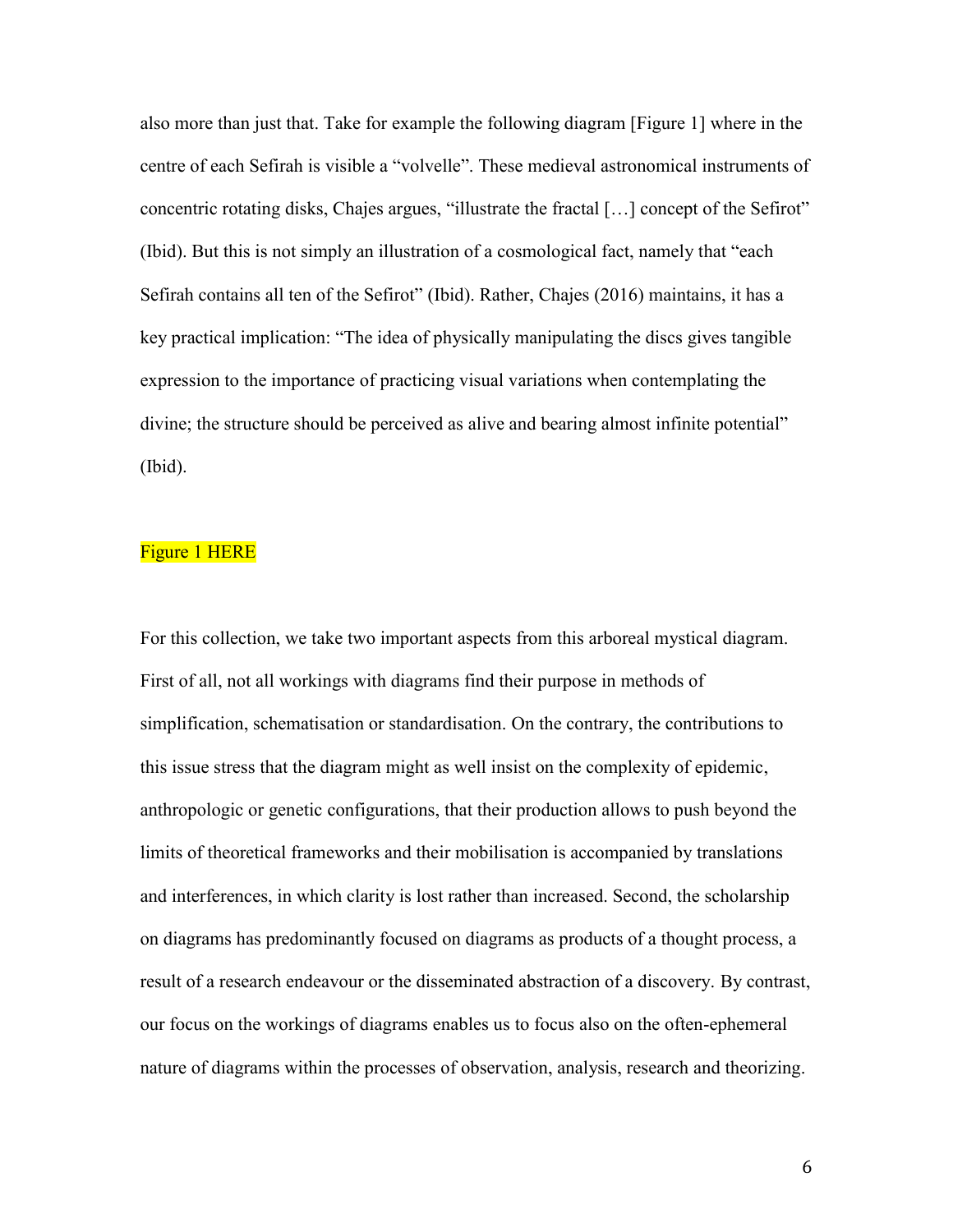also more than just that. Take for example the following diagram [Figure 1] where in the centre of each Sefirah is visible a "volvelle". These medieval astronomical instruments of concentric rotating disks, Chajes argues, "illustrate the fractal […] concept of the Sefirot" (Ibid). But this is not simply an illustration of a cosmological fact, namely that "each Sefirah contains all ten of the Sefirot" (Ibid). Rather, Chajes (2016) maintains, it has a key practical implication: "The idea of physically manipulating the discs gives tangible expression to the importance of practicing visual variations when contemplating the divine; the structure should be perceived as alive and bearing almost infinite potential" (Ibid).

Figure 1 HERE

For this collection, we take two important aspects from this arboreal mystical diagram. First of all, not all workings with diagrams find their purpose in methods of simplification, schematisation or standardisation. On the contrary, the contributions to this issue stress that the diagram might as well insist on the complexity of epidemic, anthropologic or genetic configurations, that their production allows to push beyond the limits of theoretical frameworks and their mobilisation is accompanied by translations and interferences, in which clarity is lost rather than increased. Second, the scholarship on diagrams has predominantly focused on diagrams as products of a thought process, a result of a research endeavour or the disseminated abstraction of a discovery. By contrast, our focus on the workings of diagrams enables us to focus also on the often-ephemeral nature of diagrams within the processes of observation, analysis, research and theorizing.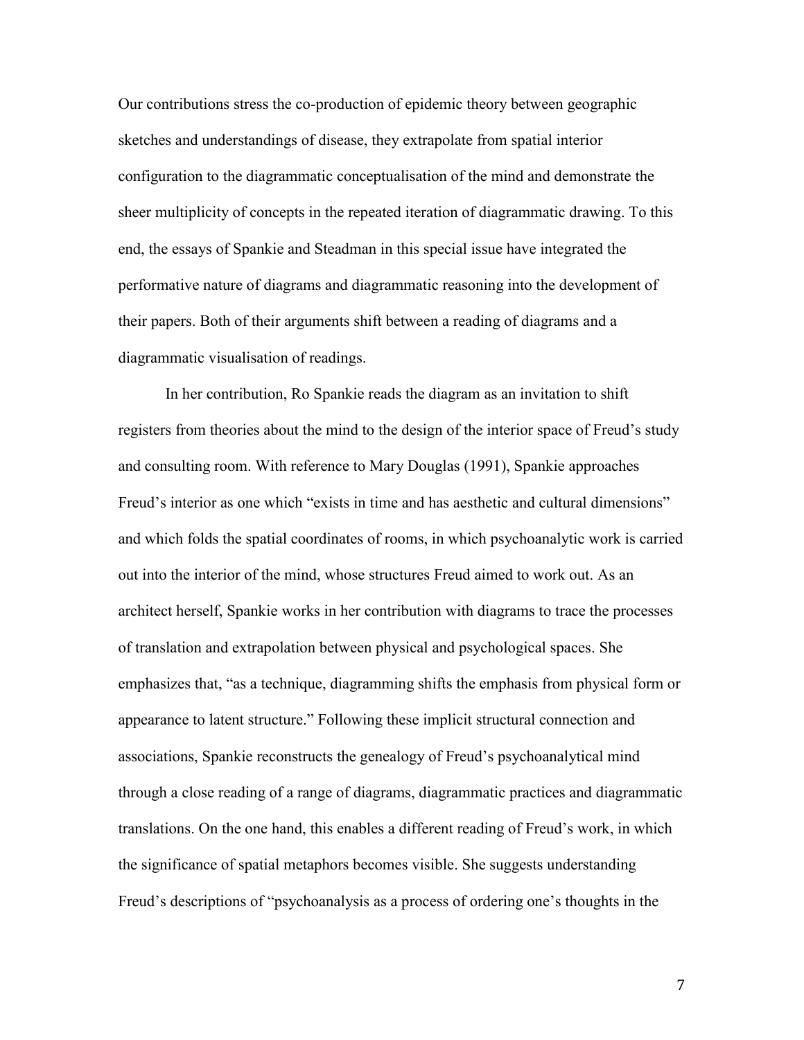Our contributions stress the co-production of epidemic theory between geographic sketches and understandings of disease, they extrapolate from spatial interior configuration to the diagrammatic conceptualisation of the mind and demonstrate the sheer multiplicity of concepts in the repeated iteration of diagrammatic drawing. To this end, the essays of Spankie and Steadman in this special issue have integrated the performative nature of diagrams and diagrammatic reasoning into the development of their papers. Both of their arguments shift between a reading of diagrams and a diagrammatic visualisation of readings.

In her contribution, Ro Spankie reads the diagram as an invitation to shift registers from theories about the mind to the design of the interior space of Freud's study and consulting room. With reference to Mary Douglas (1991), Spankie approaches Freud's interior as one which "exists in time and has aesthetic and cultural dimensions" and which folds the spatial coordinates of rooms, in which psychoanalytic work is carried out into the interior of the mind, whose structures Freud aimed to work out. As an architect herself, Spankie works in her contribution with diagrams to trace the processes of translation and extrapolation between physical and psychological spaces. She emphasizes that, "as a technique, diagramming shifts the emphasis from physical form or appearance to latent structure." Following these implicit structural connection and associations, Spankie reconstructs the genealogy of Freud's psychoanalytical mind through a close reading of a range of diagrams, diagrammatic practices and diagrammatic translations. On the one hand, this enables a different reading of Freud's work, in which the significance of spatial metaphors becomes visible. She suggests understanding Freud's descriptions of "psychoanalysis as a process of ordering one's thoughts in the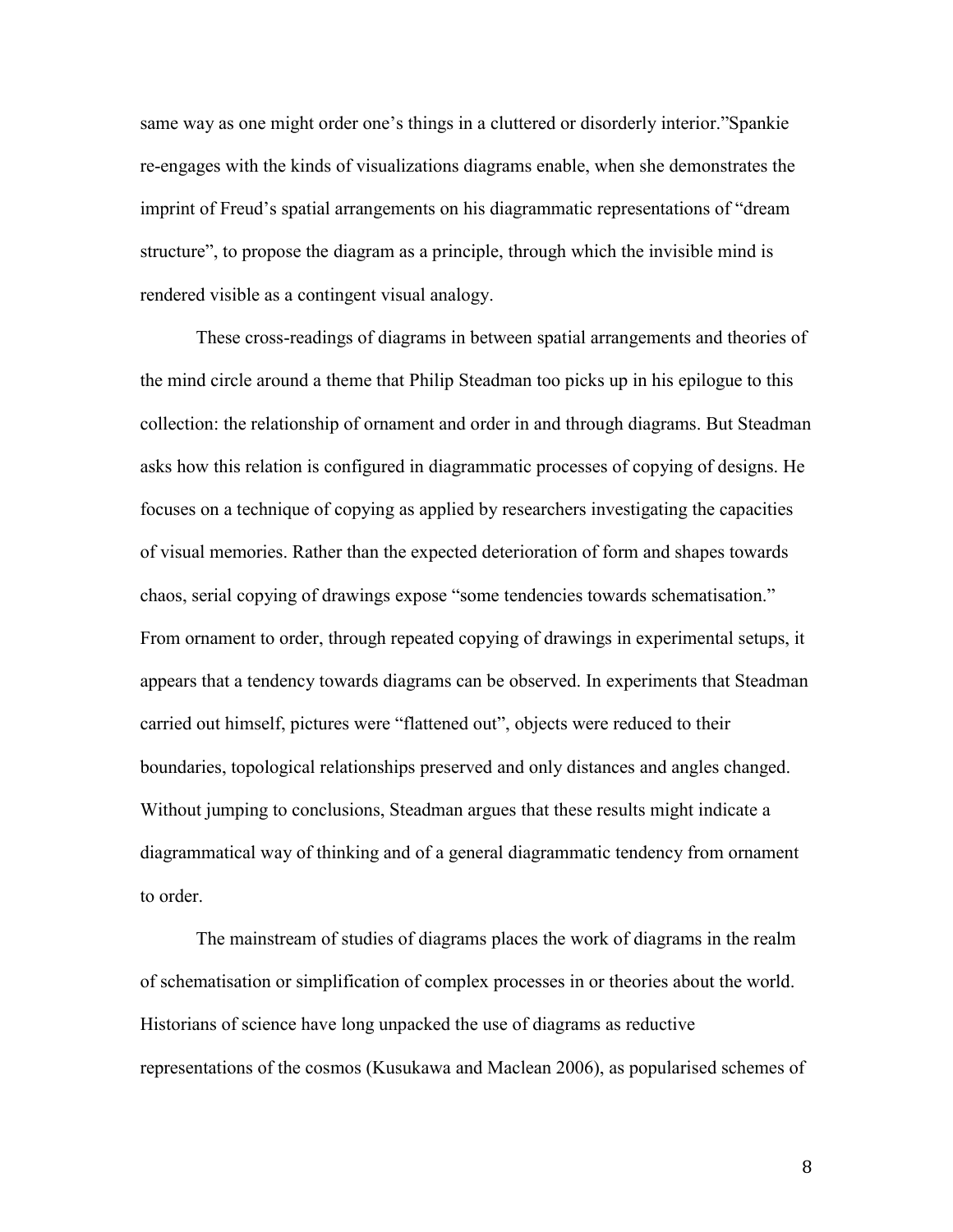same way as one might order one's things in a cluttered or disorderly interior."Spankie re-engages with the kinds of visualizations diagrams enable, when she demonstrates the imprint of Freud's spatial arrangements on his diagrammatic representations of "dream structure", to propose the diagram as a principle, through which the invisible mind is rendered visible as a contingent visual analogy.

These cross-readings of diagrams in between spatial arrangements and theories of the mind circle around a theme that Philip Steadman too picks up in his epilogue to this collection: the relationship of ornament and order in and through diagrams. But Steadman asks how this relation is configured in diagrammatic processes of copying of designs. He focuses on a technique of copying as applied by researchers investigating the capacities of visual memories. Rather than the expected deterioration of form and shapes towards chaos, serial copying of drawings expose "some tendencies towards schematisation." From ornament to order, through repeated copying of drawings in experimental setups, it appears that a tendency towards diagrams can be observed. In experiments that Steadman carried out himself, pictures were "flattened out", objects were reduced to their boundaries, topological relationships preserved and only distances and angles changed. Without jumping to conclusions, Steadman argues that these results might indicate a diagrammatical way of thinking and of a general diagrammatic tendency from ornament to order.

The mainstream of studies of diagrams places the work of diagrams in the realm of schematisation or simplification of complex processes in or theories about the world. Historians of science have long unpacked the use of diagrams as reductive representations of the cosmos (Kusukawa and Maclean 2006), as popularised schemes of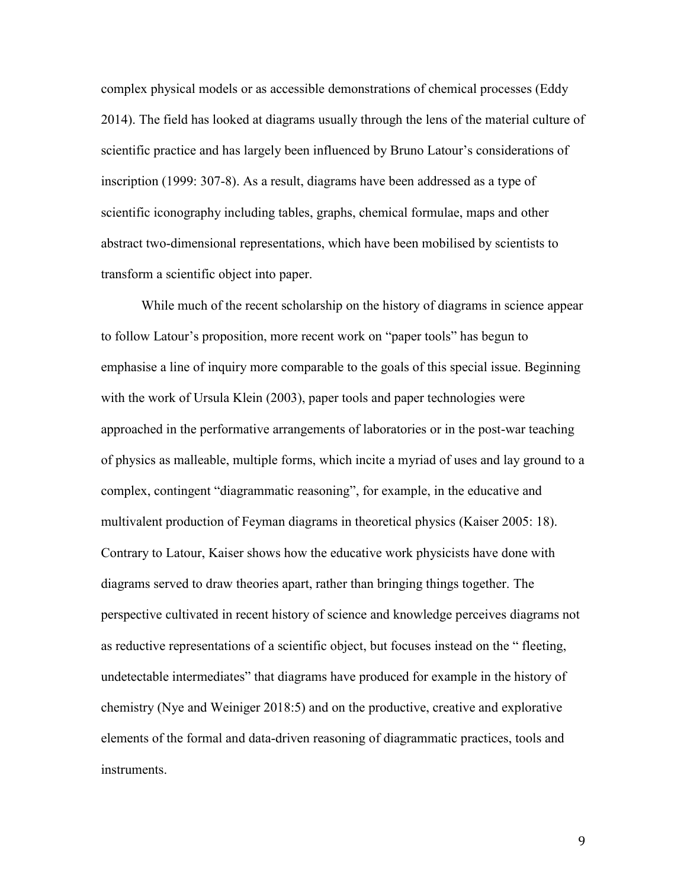complex physical models or as accessible demonstrations of chemical processes (Eddy 2014). The field has looked at diagrams usually through the lens of the material culture of scientific practice and has largely been influenced by Bruno Latour's considerations of inscription (1999: 307-8). As a result, diagrams have been addressed as a type of scientific iconography including tables, graphs, chemical formulae, maps and other abstract two-dimensional representations, which have been mobilised by scientists to transform a scientific object into paper.

While much of the recent scholarship on the history of diagrams in science appear to follow Latour's proposition, more recent work on "paper tools" has begun to emphasise a line of inquiry more comparable to the goals of this special issue. Beginning with the work of Ursula Klein (2003), paper tools and paper technologies were approached in the performative arrangements of laboratories or in the post-war teaching of physics as malleable, multiple forms, which incite a myriad of uses and lay ground to a complex, contingent "diagrammatic reasoning", for example, in the educative and multivalent production of Feyman diagrams in theoretical physics (Kaiser 2005: 18). Contrary to Latour, Kaiser shows how the educative work physicists have done with diagrams served to draw theories apart, rather than bringing things together. The perspective cultivated in recent history of science and knowledge perceives diagrams not as reductive representations of a scientific object, but focuses instead on the " fleeting, undetectable intermediates" that diagrams have produced for example in the history of chemistry (Nye and Weiniger 2018:5) and on the productive, creative and explorative elements of the formal and data-driven reasoning of diagrammatic practices, tools and instruments.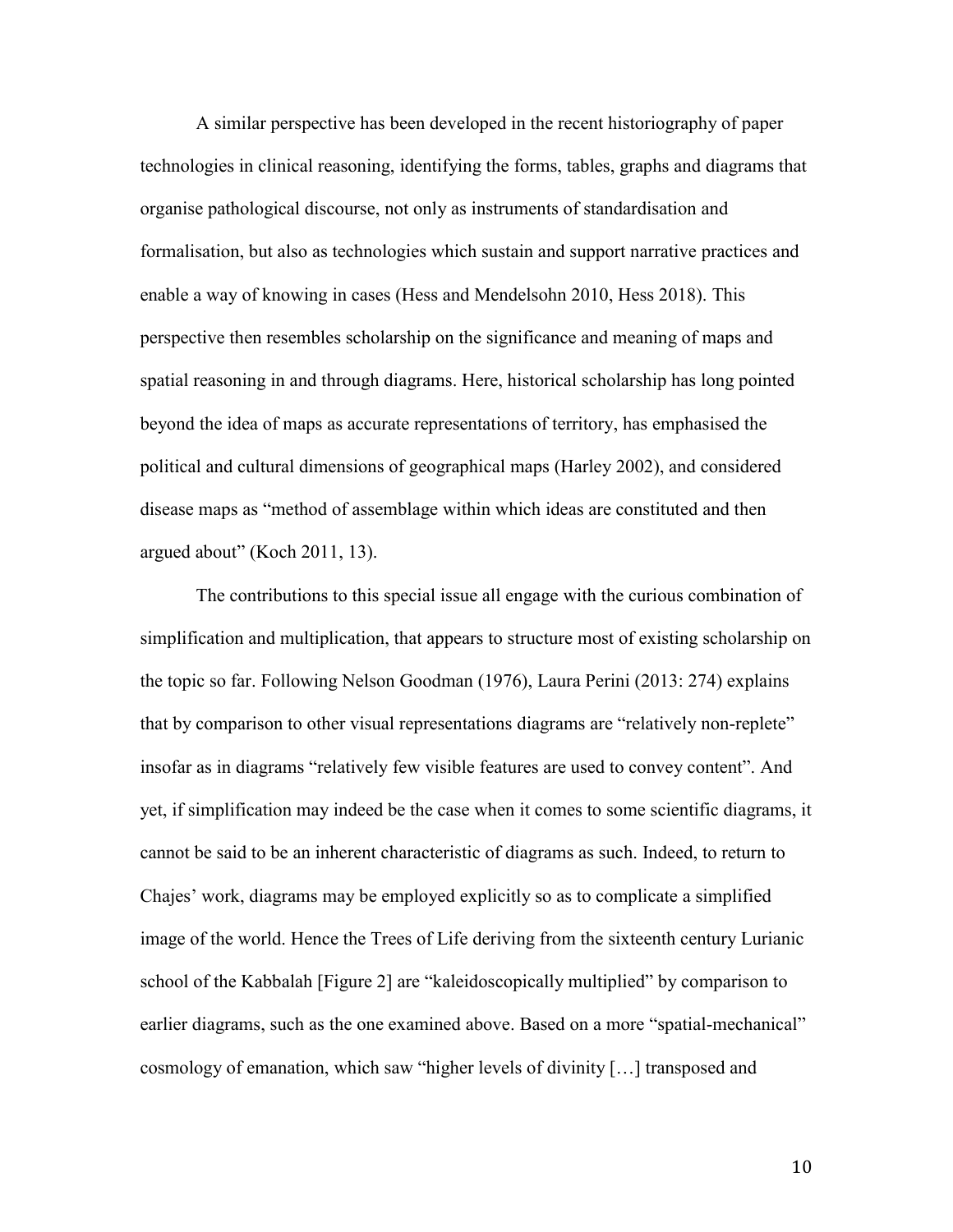A similar perspective has been developed in the recent historiography of paper technologies in clinical reasoning, identifying the forms, tables, graphs and diagrams that organise pathological discourse, not only as instruments of standardisation and formalisation, but also as technologies which sustain and support narrative practices and enable a way of knowing in cases (Hess and Mendelsohn 2010, Hess 2018). This perspective then resembles scholarship on the significance and meaning of maps and spatial reasoning in and through diagrams. Here, historical scholarship has long pointed beyond the idea of maps as accurate representations of territory, has emphasised the political and cultural dimensions of geographical maps (Harley 2002), and considered disease maps as "method of assemblage within which ideas are constituted and then argued about" (Koch 2011, 13).

The contributions to this special issue all engage with the curious combination of simplification and multiplication, that appears to structure most of existing scholarship on the topic so far. Following Nelson Goodman (1976), Laura Perini (2013: 274) explains that by comparison to other visual representations diagrams are "relatively non-replete" insofar as in diagrams "relatively few visible features are used to convey content". And yet, if simplification may indeed be the case when it comes to some scientific diagrams, it cannot be said to be an inherent characteristic of diagrams as such. Indeed, to return to Chajes' work, diagrams may be employed explicitly so as to complicate a simplified image of the world. Hence the Trees of Life deriving from the sixteenth century Lurianic school of the Kabbalah [Figure 2] are "kaleidoscopically multiplied" by comparison to earlier diagrams, such as the one examined above. Based on a more "spatial-mechanical" cosmology of emanation, which saw "higher levels of divinity […] transposed and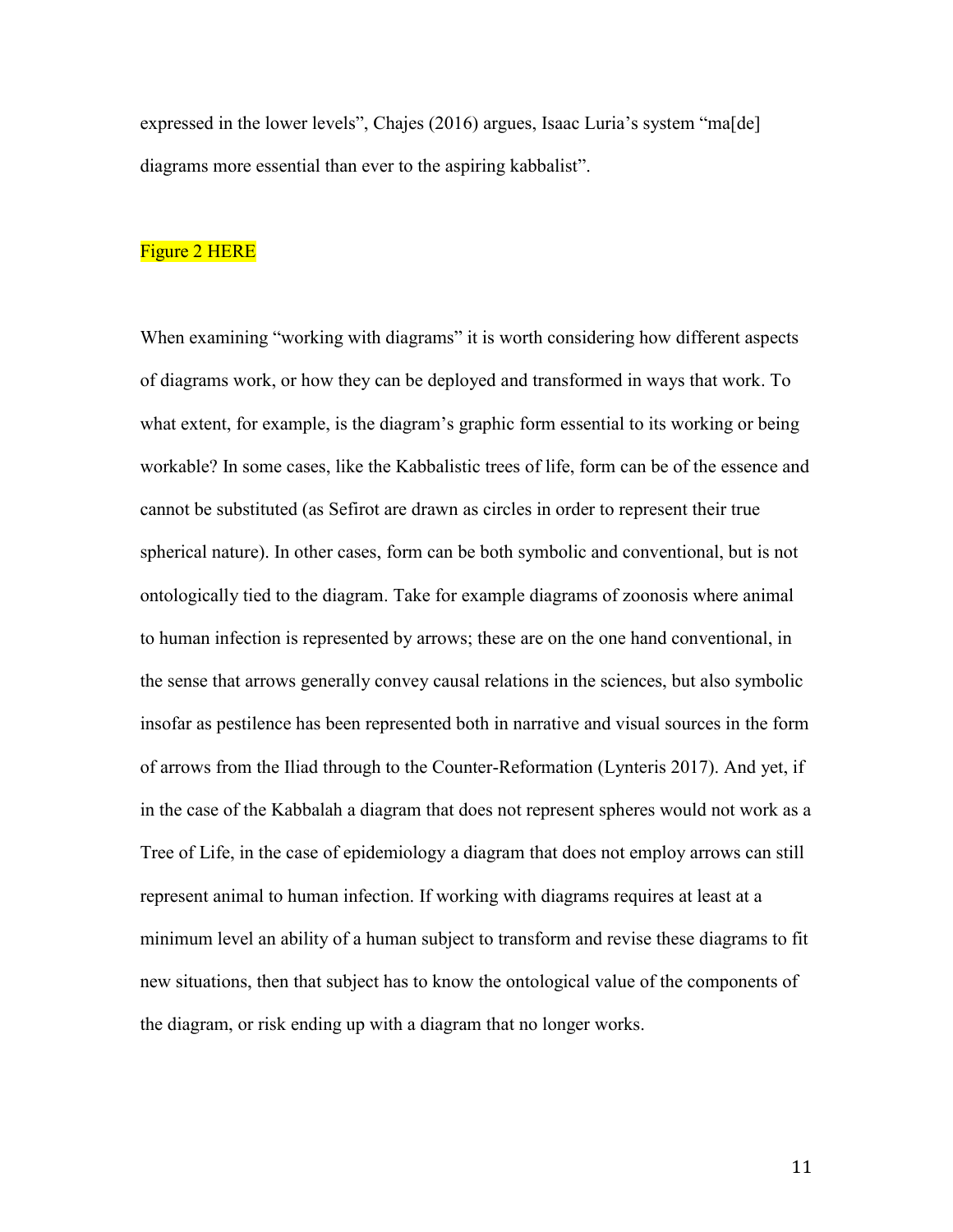expressed in the lower levels", Chajes (2016) argues, Isaac Luria's system "ma[de] diagrams more essential than ever to the aspiring kabbalist".

Figure 2 HERE

When examining "working with diagrams" it is worth considering how different aspects of diagrams work, or how they can be deployed and transformed in ways that work. To what extent, for example, is the diagram's graphic form essential to its working or being workable? In some cases, like the Kabbalistic trees of life, form can be of the essence and cannot be substituted (as Sefirot are drawn as circles in order to represent their true spherical nature). In other cases, form can be both symbolic and conventional, but is not ontologically tied to the diagram. Take for example diagrams of zoonosis where animal to human infection is represented by arrows; these are on the one hand conventional, in the sense that arrows generally convey causal relations in the sciences, but also symbolic insofar as pestilence has been represented both in narrative and visual sources in the form of arrows from the Iliad through to the Counter-Reformation (Lynteris 2017). And yet, if in the case of the Kabbalah a diagram that does not represent spheres would not work as a Tree of Life, in the case of epidemiology a diagram that does not employ arrows can still represent animal to human infection. If working with diagrams requires at least at a minimum level an ability of a human subject to transform and revise these diagrams to fit new situations, then that subject has to know the ontological value of the components of the diagram, or risk ending up with a diagram that no longer works.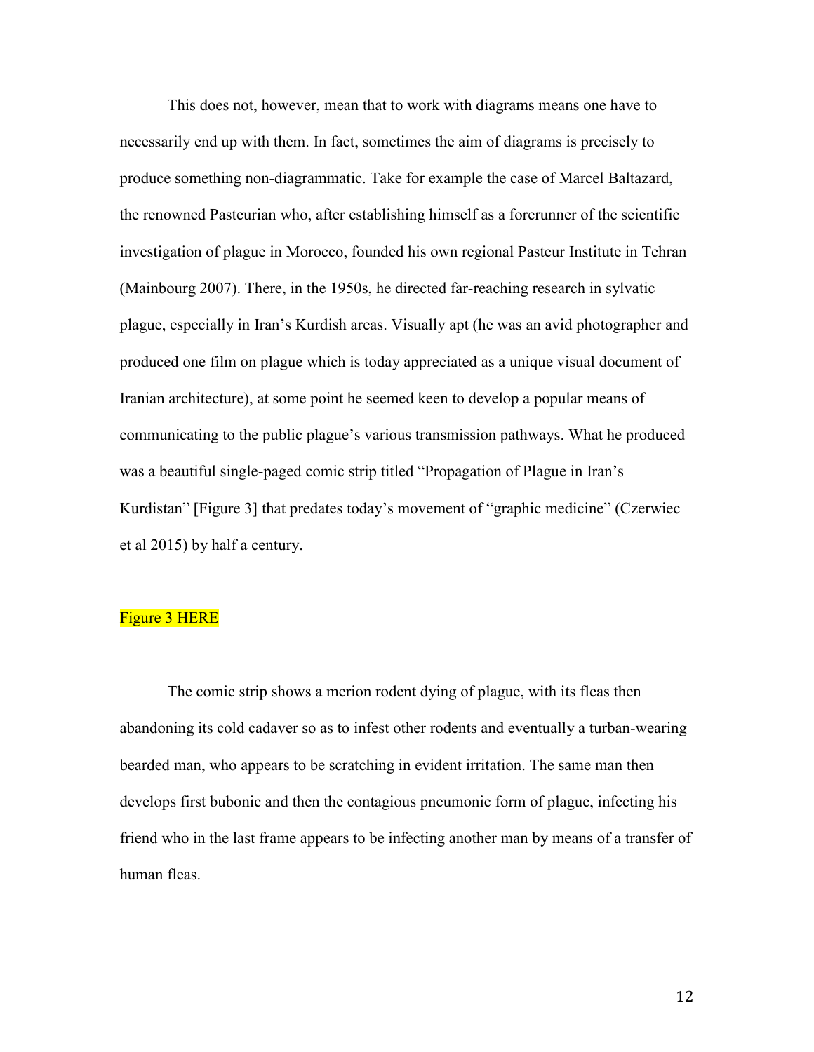This does not, however, mean that to work with diagrams means one have to necessarily end up with them. In fact, sometimes the aim of diagrams is precisely to produce something non-diagrammatic. Take for example the case of Marcel Baltazard, the renowned Pasteurian who, after establishing himself as a forerunner of the scientific investigation of plague in Morocco, founded his own regional Pasteur Institute in Tehran (Mainbourg 2007). There, in the 1950s, he directed far-reaching research in sylvatic plague, especially in Iran's Kurdish areas. Visually apt (he was an avid photographer and produced one film on plague which is today appreciated as a unique visual document of Iranian architecture), at some point he seemed keen to develop a popular means of communicating to the public plague's various transmission pathways. What he produced was a beautiful single-paged comic strip titled "Propagation of Plague in Iran's Kurdistan" [Figure 3] that predates today's movement of "graphic medicine" (Czerwiec et al 2015) by half a century.

Figure 3 HERE

The comic strip shows a merion rodent dying of plague, with its fleas then abandoning its cold cadaver so as to infest other rodents and eventually a turban-wearing bearded man, who appears to be scratching in evident irritation. The same man then develops first bubonic and then the contagious pneumonic form of plague, infecting his friend who in the last frame appears to be infecting another man by means of a transfer of human fleas.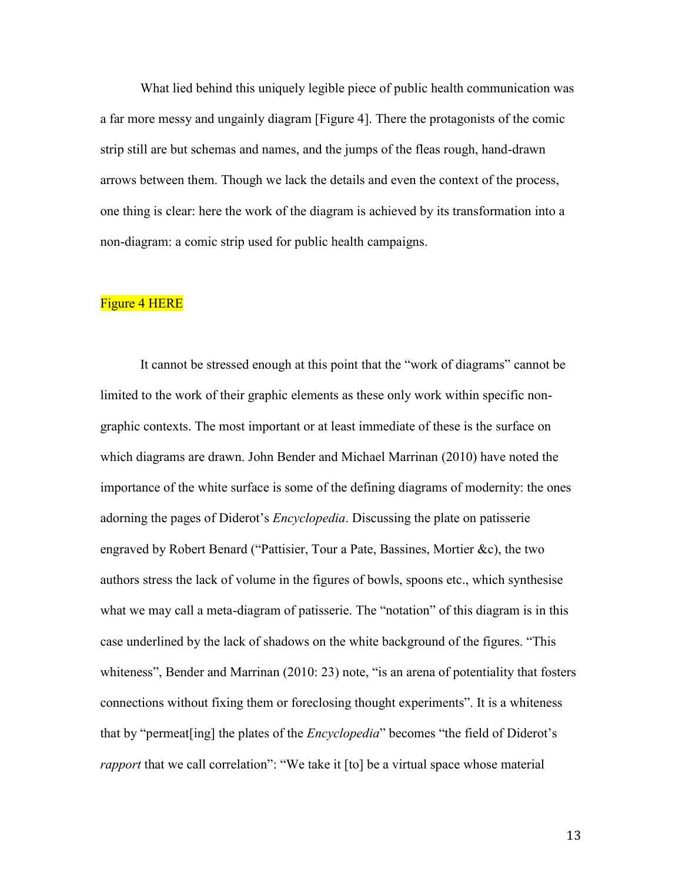What lied behind this uniquely legible piece of public health communication was a far more messy and ungainly diagram [Figure 4]. There the protagonists of the comic strip still are but schemas and names, and the jumps of the fleas rough, hand-drawn arrows between them. Though we lack the details and even the context of the process, one thing is clear: here the work of the diagram is achieved by its transformation into a non-diagram: a comic strip used for public health campaigns.

Figure 4 HERE

It cannot be stressed enough at this point that the "work of diagrams" cannot be limited to the work of their graphic elements as these only work within specific non-graphic contexts. The most important or at least immediate of these is the surface on which diagrams are drawn. John Bender and Michael Marrinan (2010) have noted the importance of the white surface is some of the defining diagrams of modernity: the ones adorning the pages of Diderot's *Encyclopedia*. Discussing the plate on patisserie engraved by Robert Benard ("Pattisier, Tour a Pate, Bassines, Mortier &c), the two authors stress the lack of volume in the figures of bowls, spoons etc., which synthesise what we may call a meta-diagram of patisserie. The "notation" of this diagram is in this case underlined by the lack of shadows on the white background of the figures. "This whiteness", Bender and Marrinan (2010: 23) note, "is an arena of potentiality that fosters connections without fixing them or foreclosing thought experiments". It is a whiteness that by "permeat[ing] the plates of the *Encyclopedia*" becomes "the field of Diderot's *rapport* that we call correlation": "We take it [to] be a virtual space whose material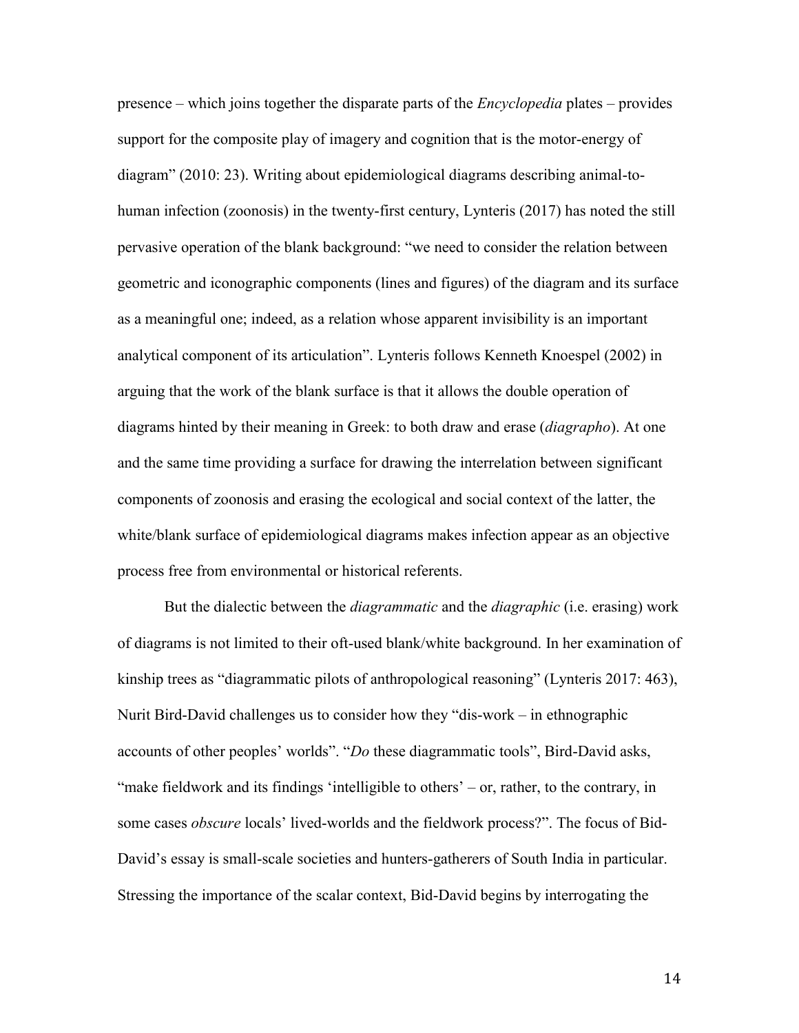presence – which joins together the disparate parts of the *Encyclopedia* plates – provides support for the composite play of imagery and cognition that is the motor-energy of diagram" (2010: 23). Writing about epidemiological diagrams describing animal-to-human infection (zoonosis) in the twenty-first century, Lynteris (2017) has noted the still pervasive operation of the blank background: "we need to consider the relation between geometric and iconographic components (lines and figures) of the diagram and its surface as a meaningful one; indeed, as a relation whose apparent invisibility is an important analytical component of its articulation". Lynteris follows Kenneth Knoespel (2002) in arguing that the work of the blank surface is that it allows the double operation of diagrams hinted by their meaning in Greek: to both draw and erase (*diagrapho*). At one and the same time providing a surface for drawing the interrelation between significant components of zoonosis and erasing the ecological and social context of the latter, the white/blank surface of epidemiological diagrams makes infection appear as an objective process free from environmental or historical referents.

But the dialectic between the *diagrammatic* and the *diagraphic* (i.e. erasing) work of diagrams is not limited to their oft-used blank/white background. In her examination of kinship trees as "diagrammatic pilots of anthropological reasoning" (Lynteris 2017: 463), Nurit Bird-David challenges us to consider how they "dis-work – in ethnographic accounts of other peoples' worlds". "*Do* these diagrammatic tools", Bird-David asks, "make fieldwork and its findings 'intelligible to others' – or, rather, to the contrary, in some cases *obscure* locals' lived-worlds and the fieldwork process?". The focus of Bid-David's essay is small-scale societies and hunters-gatherers of South India in particular. Stressing the importance of the scalar context, Bid-David begins by interrogating the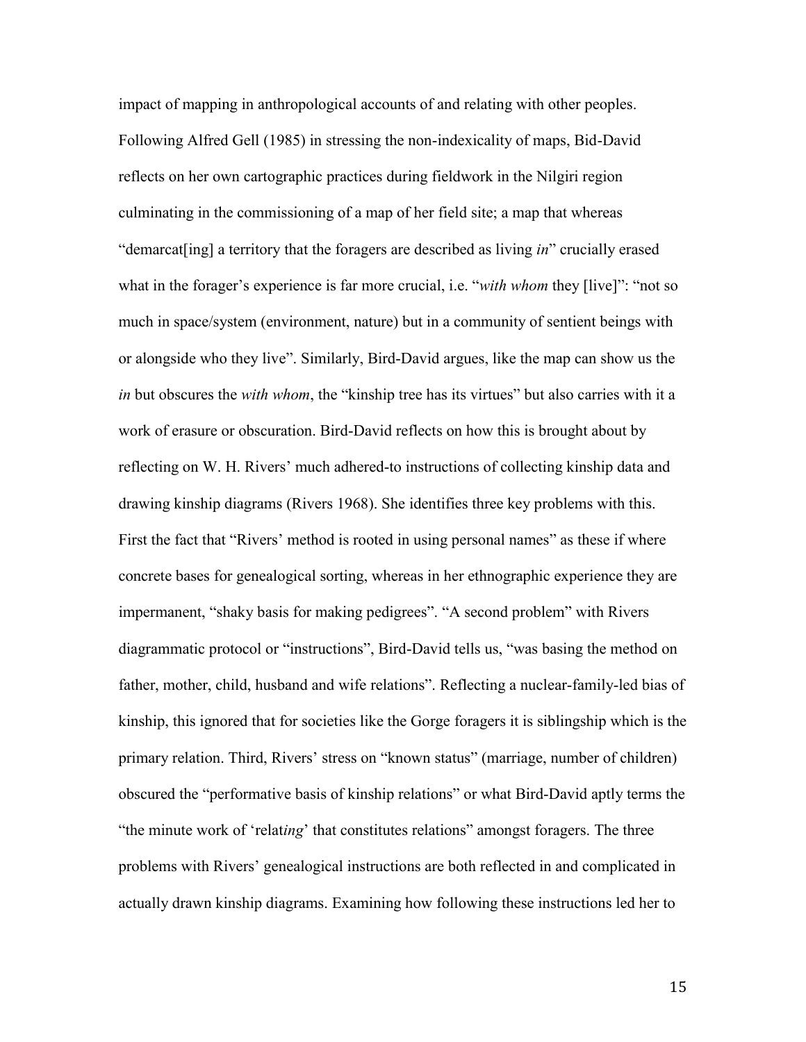impact of mapping in anthropological accounts of and relating with other peoples. Following Alfred Gell (1985) in stressing the non-indexicality of maps, Bid-David reflects on her own cartographic practices during fieldwork in the Nilgiri region culminating in the commissioning of a map of her field site; a map that whereas "demarcat[ing] a territory that the foragers are described as living *in*" crucially erased what in the forager's experience is far more crucial, i.e. "*with whom* they [live]": "not so much in space/system (environment, nature) but in a community of sentient beings with or alongside who they live". Similarly, Bird-David argues, like the map can show us the *in* but obscures the *with whom*, the "kinship tree has its virtues" but also carries with it a work of erasure or obscuration. Bird-David reflects on how this is brought about by reflecting on W. H. Rivers' much adhered-to instructions of collecting kinship data and drawing kinship diagrams (Rivers 1968). She identifies three key problems with this. First the fact that "Rivers' method is rooted in using personal names" as these if where concrete bases for genealogical sorting, whereas in her ethnographic experience they are impermanent, "shaky basis for making pedigrees". "A second problem" with Rivers diagrammatic protocol or "instructions", Bird-David tells us, "was basing the method on father, mother, child, husband and wife relations". Reflecting a nuclear-family-led bias of kinship, this ignored that for societies like the Gorge foragers it is siblingship which is the primary relation. Third, Rivers' stress on "known status" (marriage, number of children) obscured the "performative basis of kinship relations" or what Bird-David aptly terms the "the minute work of 'relat*ing*' that constitutes relations" amongst foragers. The three problems with Rivers' genealogical instructions are both reflected in and complicated in actually drawn kinship diagrams. Examining how following these instructions led her to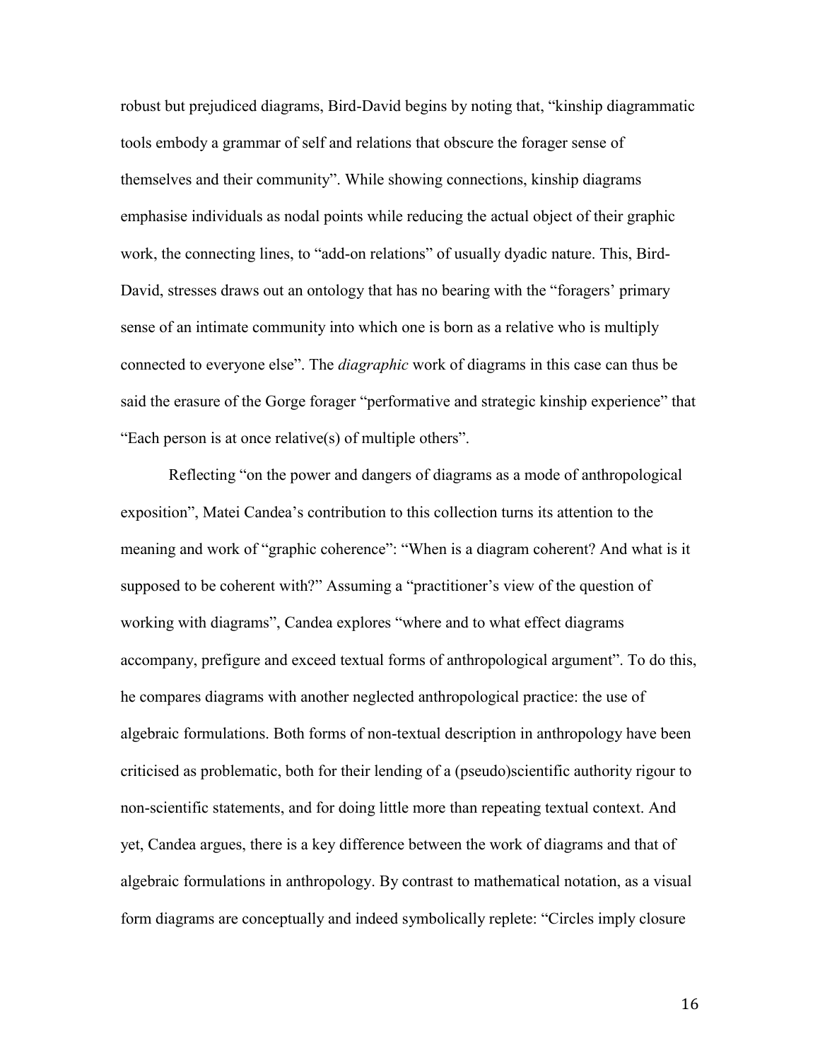robust but prejudiced diagrams, Bird-David begins by noting that, “kinship diagrammatic tools embody a grammar of self and relations that obscure the forager sense of themselves and their community”. While showing connections, kinship diagrams emphasise individuals as nodal points while reducing the actual object of their graphic work, the connecting lines, to “add-on relations” of usually dyadic nature. This, Bird-David, stresses draws out an ontology that has no bearing with the “foragers’ primary sense of an intimate community into which one is born as a relative who is multiply connected to everyone else”. The *diagraphic* work of diagrams in this case can thus be said the erasure of the Gorge forager “performative and strategic kinship experience” that “Each person is at once relative(s) of multiple others”.

Reflecting “on the power and dangers of diagrams as a mode of anthropological exposition”, Matei Candea’s contribution to this collection turns its attention to the meaning and work of “graphic coherence”: “When is a diagram coherent? And what is it supposed to be coherent with?” Assuming a “practitioner’s view of the question of working with diagrams”, Candea explores “where and to what effect diagrams accompany, prefigure and exceed textual forms of anthropological argument”. To do this, he compares diagrams with another neglected anthropological practice: the use of algebraic formulations. Both forms of non-textual description in anthropology have been criticised as problematic, both for their lending of a (pseudo)scientific authority rigour to non-scientific statements, and for doing little more than repeating textual context. And yet, Candea argues, there is a key difference between the work of diagrams and that of algebraic formulations in anthropology. By contrast to mathematical notation, as a visual form diagrams are conceptually and indeed symbolically replete: “Circles imply closure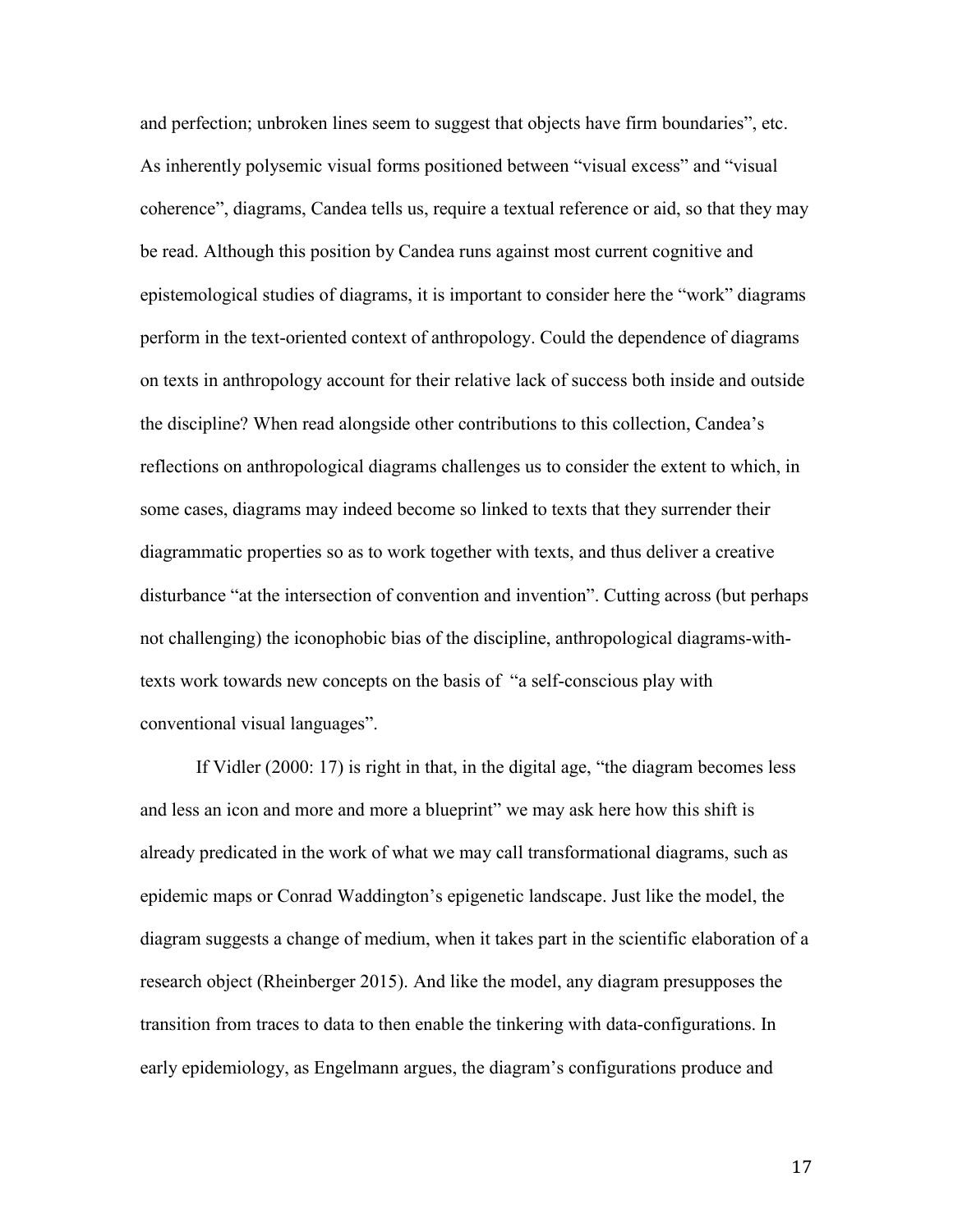and perfection; unbroken lines seem to suggest that objects have firm boundaries", etc. As inherently polysemic visual forms positioned between "visual excess" and "visual coherence", diagrams, Candea tells us, require a textual reference or aid, so that they may be read. Although this position by Candea runs against most current cognitive and epistemological studies of diagrams, it is important to consider here the "work" diagrams perform in the text-oriented context of anthropology. Could the dependence of diagrams on texts in anthropology account for their relative lack of success both inside and outside the discipline? When read alongside other contributions to this collection, Candea's reflections on anthropological diagrams challenges us to consider the extent to which, in some cases, diagrams may indeed become so linked to texts that they surrender their diagrammatic properties so as to work together with texts, and thus deliver a creative disturbance "at the intersection of convention and invention". Cutting across (but perhaps not challenging) the iconophobic bias of the discipline, anthropological diagrams-with-texts work towards new concepts on the basis of "a self-conscious play with conventional visual languages".

If Vidler (2000: 17) is right in that, in the digital age, "the diagram becomes less and less an icon and more and more a blueprint" we may ask here how this shift is already predicated in the work of what we may call transformational diagrams, such as epidemic maps or Conrad Waddington's epigenetic landscape. Just like the model, the diagram suggests a change of medium, when it takes part in the scientific elaboration of a research object (Rheinberger 2015). And like the model, any diagram presupposes the transition from traces to data to then enable the tinkering with data-configurations. In early epidemiology, as Engelmann argues, the diagram's configurations produce and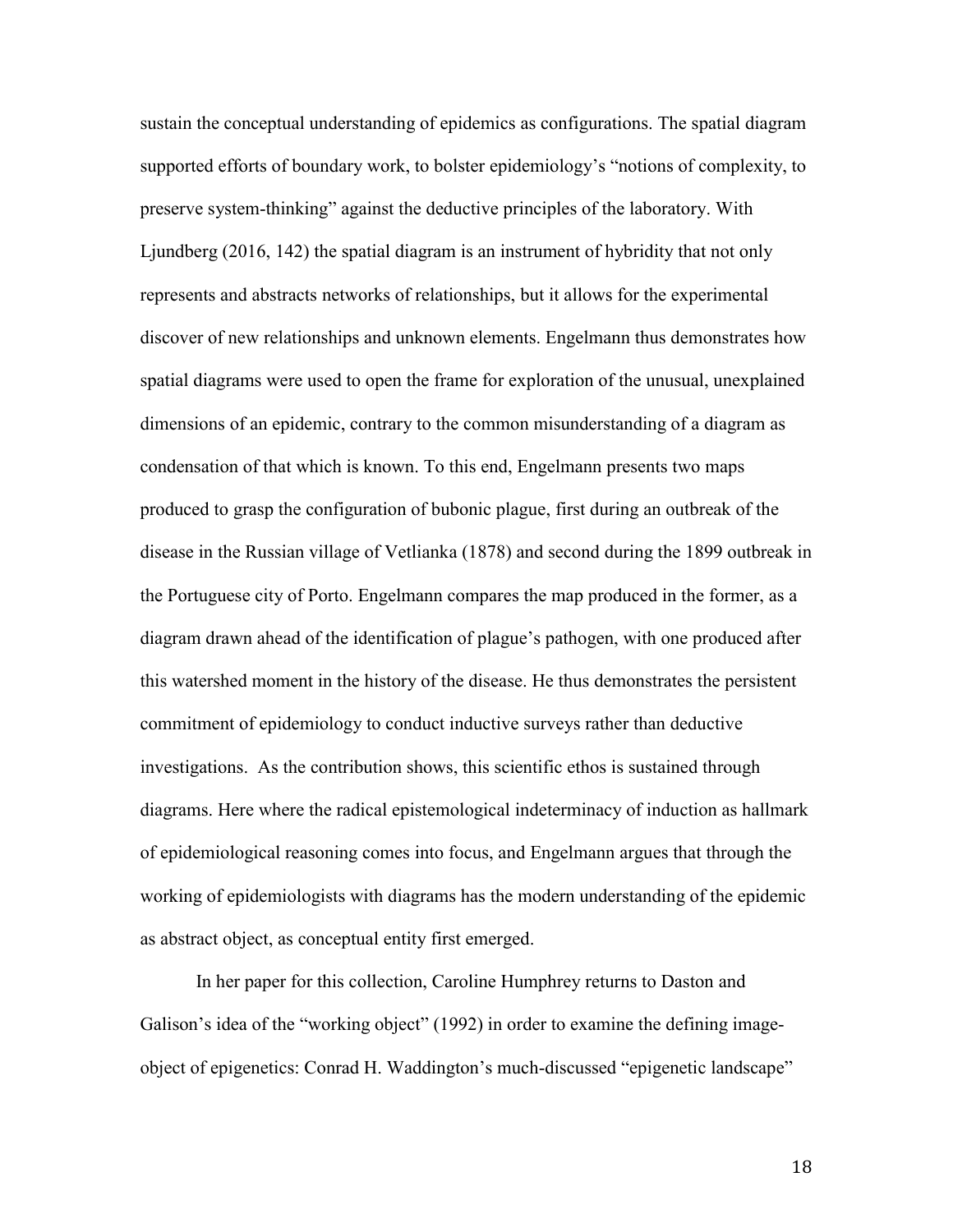sustain the conceptual understanding of epidemics as configurations. The spatial diagram supported efforts of boundary work, to bolster epidemiology's "notions of complexity, to preserve system-thinking" against the deductive principles of the laboratory. With Ljundberg (2016, 142) the spatial diagram is an instrument of hybridity that not only represents and abstracts networks of relationships, but it allows for the experimental discover of new relationships and unknown elements. Engelmann thus demonstrates how spatial diagrams were used to open the frame for exploration of the unusual, unexplained dimensions of an epidemic, contrary to the common misunderstanding of a diagram as condensation of that which is known. To this end, Engelmann presents two maps produced to grasp the configuration of bubonic plague, first during an outbreak of the disease in the Russian village of Vetlianka (1878) and second during the 1899 outbreak in the Portuguese city of Porto. Engelmann compares the map produced in the former, as a diagram drawn ahead of the identification of plague's pathogen, with one produced after this watershed moment in the history of the disease. He thus demonstrates the persistent commitment of epidemiology to conduct inductive surveys rather than deductive investigations. As the contribution shows, this scientific ethos is sustained through diagrams. Here where the radical epistemological indeterminacy of induction as hallmark of epidemiological reasoning comes into focus, and Engelmann argues that through the working of epidemiologists with diagrams has the modern understanding of the epidemic as abstract object, as conceptual entity first emerged.

In her paper for this collection, Caroline Humphrey returns to Daston and Galison's idea of the "working object" (1992) in order to examine the defining image-object of epigenetics: Conrad H. Waddington's much-discussed "epigenetic landscape"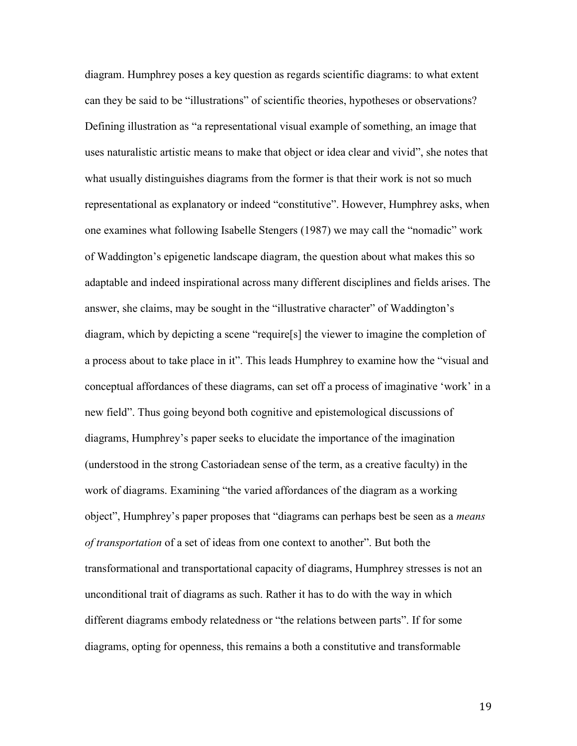diagram. Humphrey poses a key question as regards scientific diagrams: to what extent can they be said to be "illustrations" of scientific theories, hypotheses or observations? Defining illustration as "a representational visual example of something, an image that uses naturalistic artistic means to make that object or idea clear and vivid", she notes that what usually distinguishes diagrams from the former is that their work is not so much representational as explanatory or indeed "constitutive". However, Humphrey asks, when one examines what following Isabelle Stengers (1987) we may call the "nomadic" work of Waddington's epigenetic landscape diagram, the question about what makes this so adaptable and indeed inspirational across many different disciplines and fields arises. The answer, she claims, may be sought in the "illustrative character" of Waddington's diagram, which by depicting a scene "require[s] the viewer to imagine the completion of a process about to take place in it". This leads Humphrey to examine how the "visual and conceptual affordances of these diagrams, can set off a process of imaginative 'work' in a new field". Thus going beyond both cognitive and epistemological discussions of diagrams, Humphrey's paper seeks to elucidate the importance of the imagination (understood in the strong Castoriadean sense of the term, as a creative faculty) in the work of diagrams. Examining "the varied affordances of the diagram as a working object", Humphrey's paper proposes that "diagrams can perhaps best be seen as a *means of transportation* of a set of ideas from one context to another". But both the transformational and transportational capacity of diagrams, Humphrey stresses is not an unconditional trait of diagrams as such. Rather it has to do with the way in which different diagrams embody relatedness or "the relations between parts". If for some diagrams, opting for openness, this remains a both a constitutive and transformable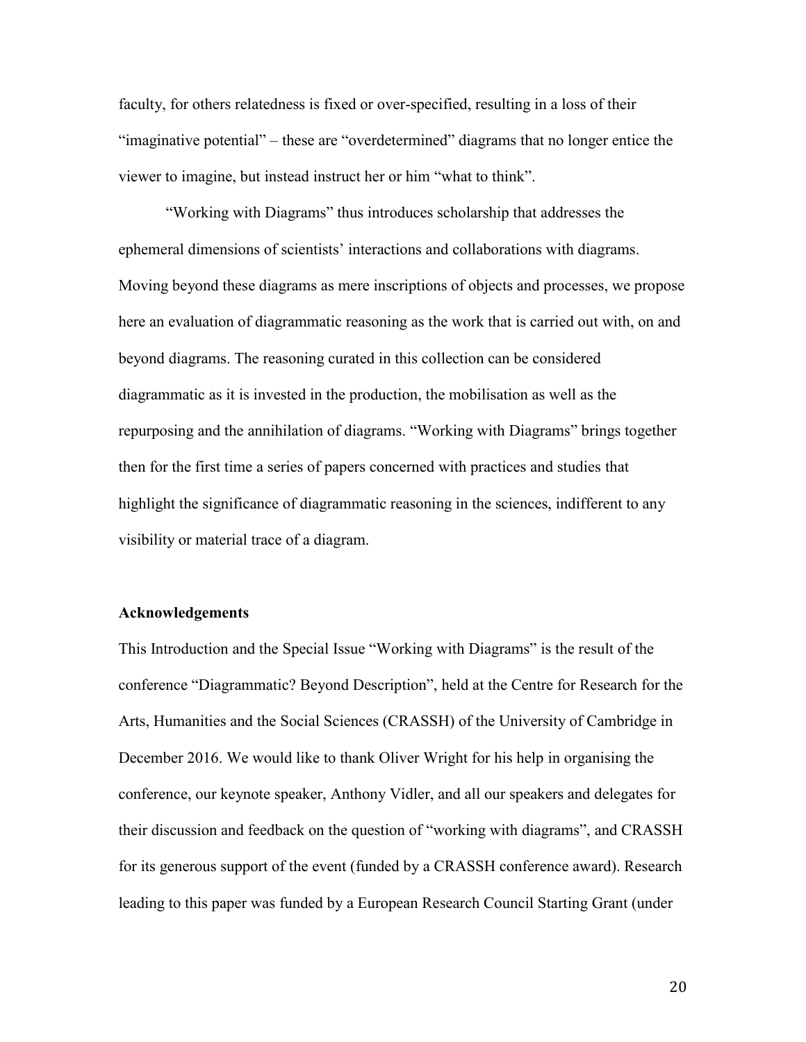faculty, for others relatedness is fixed or over-specified, resulting in a loss of their "imaginative potential" – these are "overdetermined" diagrams that no longer entice the viewer to imagine, but instead instruct her or him "what to think".

"Working with Diagrams" thus introduces scholarship that addresses the ephemeral dimensions of scientists' interactions and collaborations with diagrams. Moving beyond these diagrams as mere inscriptions of objects and processes, we propose here an evaluation of diagrammatic reasoning as the work that is carried out with, on and beyond diagrams. The reasoning curated in this collection can be considered diagrammatic as it is invested in the production, the mobilisation as well as the repurposing and the annihilation of diagrams. "Working with Diagrams" brings together then for the first time a series of papers concerned with practices and studies that highlight the significance of diagrammatic reasoning in the sciences, indifferent to any visibility or material trace of a diagram.

## Acknowledgements

This Introduction and the Special Issue "Working with Diagrams" is the result of the conference "Diagrammatic? Beyond Description", held at the Centre for Research for the Arts, Humanities and the Social Sciences (CRASSH) of the University of Cambridge in December 2016. We would like to thank Oliver Wright for his help in organising the conference, our keynote speaker, Anthony Vidler, and all our speakers and delegates for their discussion and feedback on the question of "working with diagrams", and CRASSH for its generous support of the event (funded by a CRASSH conference award). Research leading to this paper was funded by a European Research Council Starting Grant (under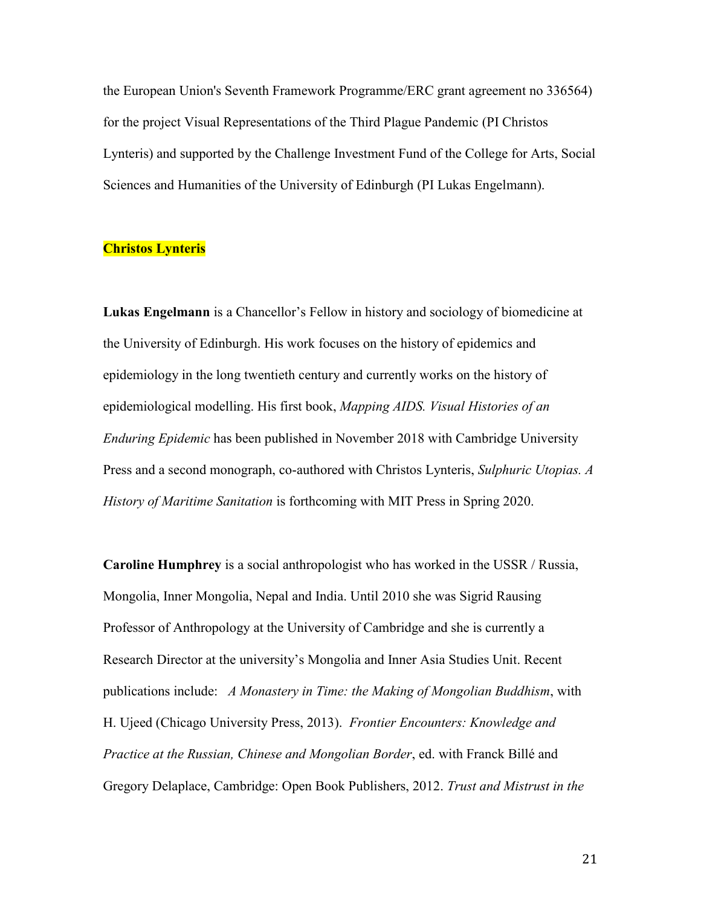the European Union's Seventh Framework Programme/ERC grant agreement no 336564) for the project Visual Representations of the Third Plague Pandemic (PI Christos Lynteris) and supported by the Challenge Investment Fund of the College for Arts, Social Sciences and Humanities of the University of Edinburgh (PI Lukas Engelmann).

**Christos Lynteris**

**Lukas Engelmann** is a Chancellor's Fellow in history and sociology of biomedicine at the University of Edinburgh. His work focuses on the history of epidemics and epidemiology in the long twentieth century and currently works on the history of epidemiological modelling. His first book, *Mapping AIDS. Visual Histories of an Enduring Epidemic* has been published in November 2018 with Cambridge University Press and a second monograph, co-authored with Christos Lynteris, *Sulphuric Utopias. A History of Maritime Sanitation* is forthcoming with MIT Press in Spring 2020.

**Caroline Humphrey** is a social anthropologist who has worked in the USSR / Russia, Mongolia, Inner Mongolia, Nepal and India. Until 2010 she was Sigrid Rausing Professor of Anthropology at the University of Cambridge and she is currently a Research Director at the university's Mongolia and Inner Asia Studies Unit. Recent publications include: *A Monastery in Time: the Making of Mongolian Buddhism*, with H. Ujeed (Chicago University Press, 2013). *Frontier Encounters: Knowledge and Practice at the Russian, Chinese and Mongolian Border*, ed. with Franck Billé and Gregory Delaplace, Cambridge: Open Book Publishers, 2012. *Trust and Mistrust in the*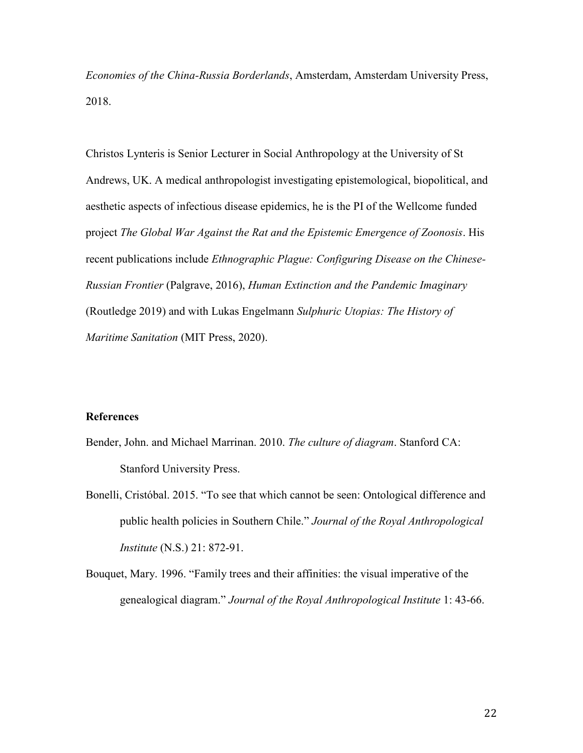*Economies of the China-Russia Borderlands*, Amsterdam, Amsterdam University Press, 2018.

Christos Lynteris is Senior Lecturer in Social Anthropology at the University of St Andrews, UK. A medical anthropologist investigating epistemological, biopolitical, and aesthetic aspects of infectious disease epidemics, he is the PI of the Wellcome funded project *The Global War Against the Rat and the Epistemic Emergence of Zoonosis*. His recent publications include *Ethnographic Plague: Configuring Disease on the Chinese-Russian Frontier* (Palgrave, 2016), *Human Extinction and the Pandemic Imaginary* (Routledge 2019) and with Lukas Engelmann *Sulphuric Utopias: The History of Maritime Sanitation* (MIT Press, 2020).

## References

Bender, John. and Michael Marrinan. 2010. *The culture of diagram*. Stanford CA: Stanford University Press.

Bonelli, Cristóbal. 2015. "To see that which cannot be seen: Ontological difference and public health policies in Southern Chile." *Journal of the Royal Anthropological Institute* (N.S.) 21: 872-91.

Bouquet, Mary. 1996. "Family trees and their affinities: the visual imperative of the genealogical diagram." *Journal of the Royal Anthropological Institute* 1: 43-66.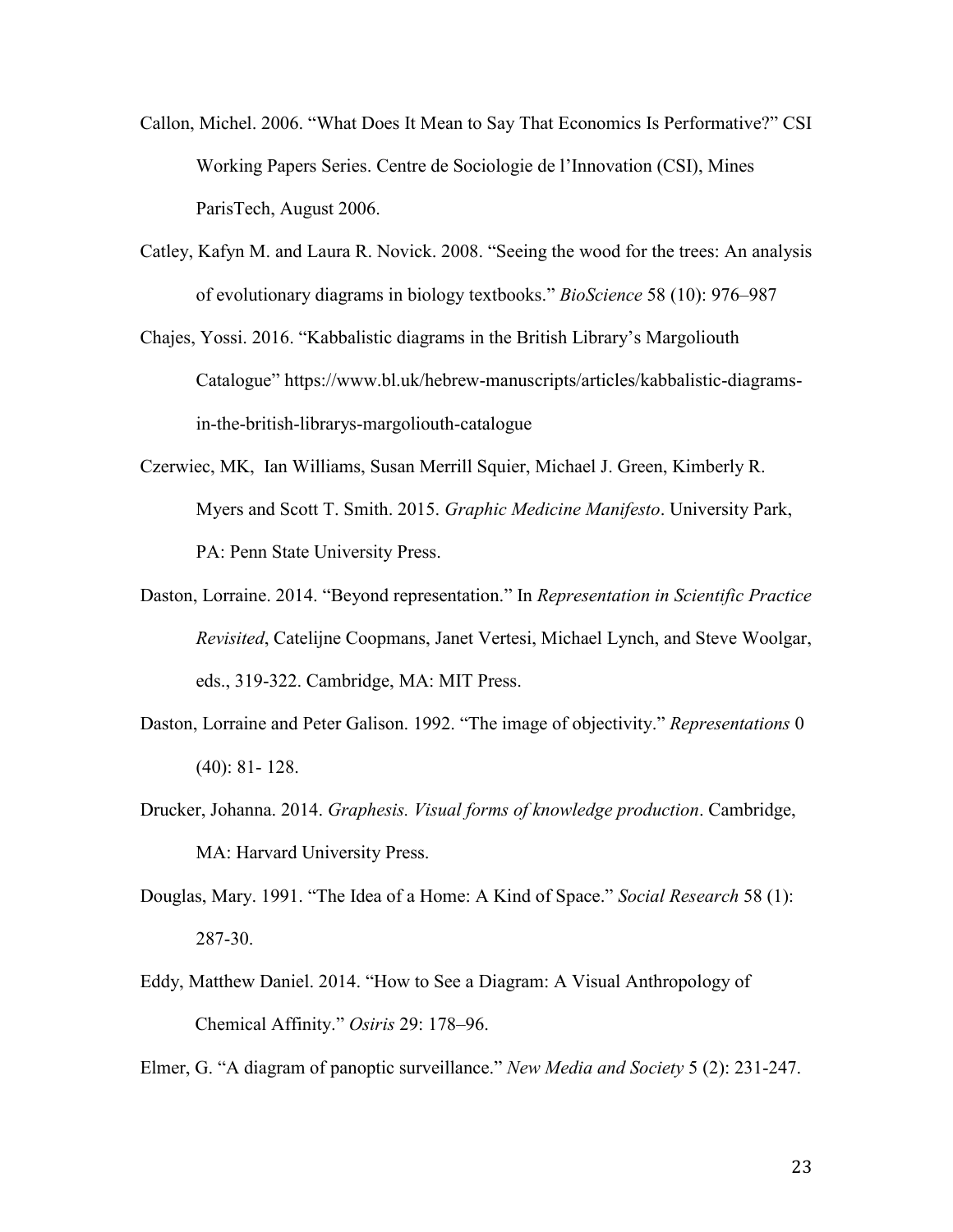Callon, Michel. 2006. “What Does It Mean to Say That Economics Is Performative?” CSI Working Papers Series. Centre de Sociologie de l’Innovation (CSI), Mines ParisTech, August 2006.

Catley, Kafyn M. and Laura R. Novick. 2008. “Seeing the wood for the trees: An analysis of evolutionary diagrams in biology textbooks.” *BioScience* 58 (10): 976–987

Chajes, Yossi. 2016. “Kabbalistic diagrams in the British Library’s Margoliouth Catalogue” https://www.bl.uk/hebrew-manuscripts/articles/kabbalistic-diagrams-in-the-british-librarys-margoliouth-catalogue

Czerwiec, MK, Ian Williams, Susan Merrill Squier, Michael J. Green, Kimberly R. Myers and Scott T. Smith. 2015. *Graphic Medicine Manifesto*. University Park, PA: Penn State University Press.

Daston, Lorraine. 2014. “Beyond representation.” In *Representation in Scientific Practice Revisited*, Catelijne Coopmans, Janet Vertesi, Michael Lynch, and Steve Woolgar, eds., 319-322. Cambridge, MA: MIT Press.

Daston, Lorraine and Peter Galison. 1992. “The image of objectivity.” *Representations* 0 (40): 81- 128.

Drucker, Johanna. 2014. *Graphesis. Visual forms of knowledge production*. Cambridge, MA: Harvard University Press.

Douglas, Mary. 1991. “The Idea of a Home: A Kind of Space.” *Social Research* 58 (1): 287-30.

Eddy, Matthew Daniel. 2014. “How to See a Diagram: A Visual Anthropology of Chemical Affinity.” *Osiris* 29: 178–96.

Elmer, G. “A diagram of panoptic surveillance.” *New Media and Society* 5 (2): 231-247.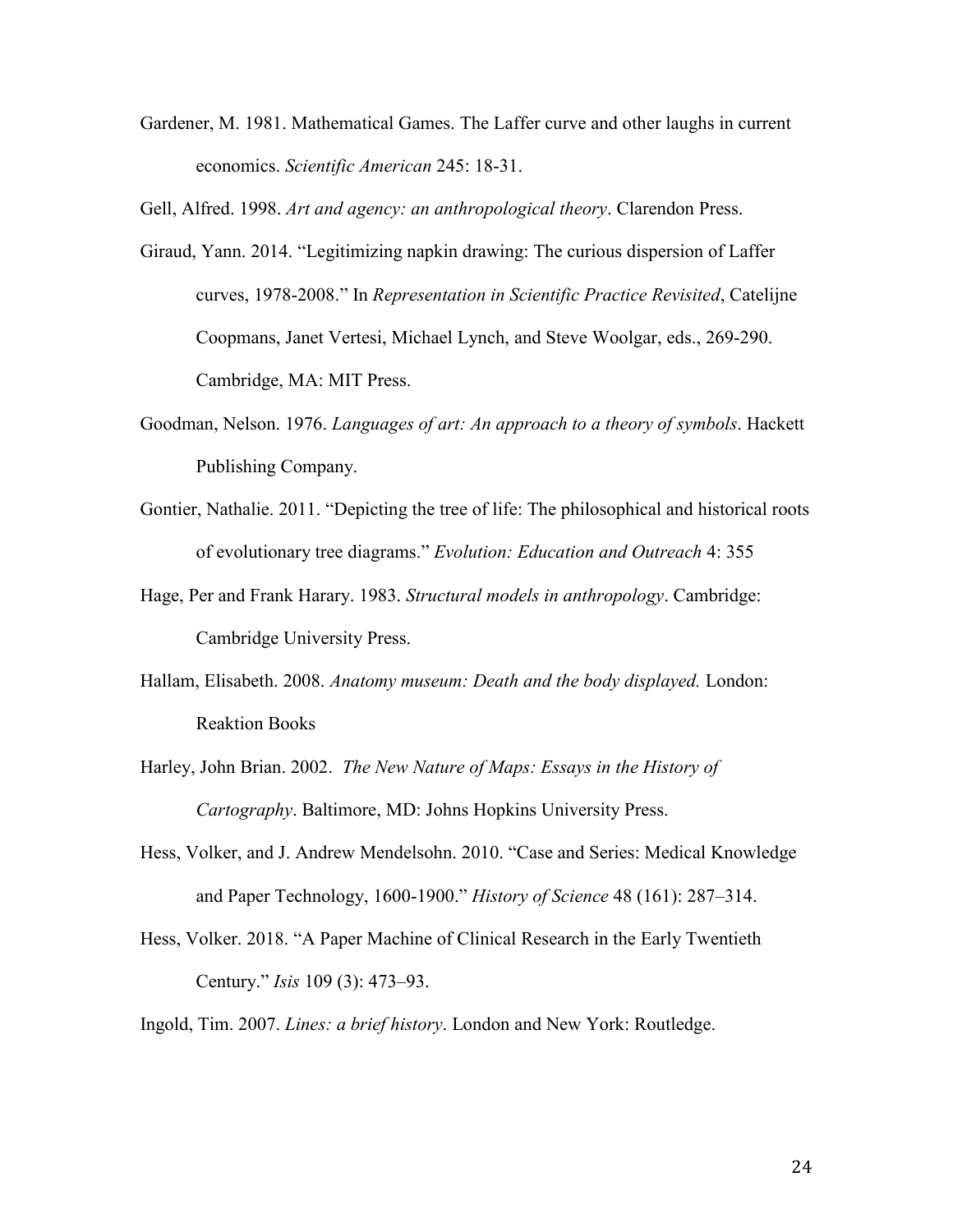Gardener, M. 1981. Mathematical Games. The Laffer curve and other laughs in current economics. *Scientific American* 245: 18-31.

Gell, Alfred. 1998. *Art and agency: an anthropological theory*. Clarendon Press.

Giraud, Yann. 2014. "Legitimizing napkin drawing: The curious dispersion of Laffer curves, 1978-2008." In *Representation in Scientific Practice Revisited*, Catelijne Coopmans, Janet Vertesi, Michael Lynch, and Steve Woolgar, eds., 269-290. Cambridge, MA: MIT Press.

Goodman, Nelson. 1976. *Languages of art: An approach to a theory of symbols*. Hackett Publishing Company.

Gontier, Nathalie. 2011. "Depicting the tree of life: The philosophical and historical roots of evolutionary tree diagrams." *Evolution: Education and Outreach* 4: 355

Hage, Per and Frank Harary. 1983. *Structural models in anthropology*. Cambridge: Cambridge University Press.

Hallam, Elisabeth. 2008. *Anatomy museum: Death and the body displayed.* London: Reaktion Books

Harley, John Brian. 2002. *The New Nature of Maps: Essays in the History of Cartography*. Baltimore, MD: Johns Hopkins University Press.

Hess, Volker, and J. Andrew Mendelsohn. 2010. "Case and Series: Medical Knowledge and Paper Technology, 1600-1900." *History of Science* 48 (161): 287–314.

Hess, Volker. 2018. "A Paper Machine of Clinical Research in the Early Twentieth Century." *Isis* 109 (3): 473–93.

Ingold, Tim. 2007. *Lines: a brief history*. London and New York: Routledge.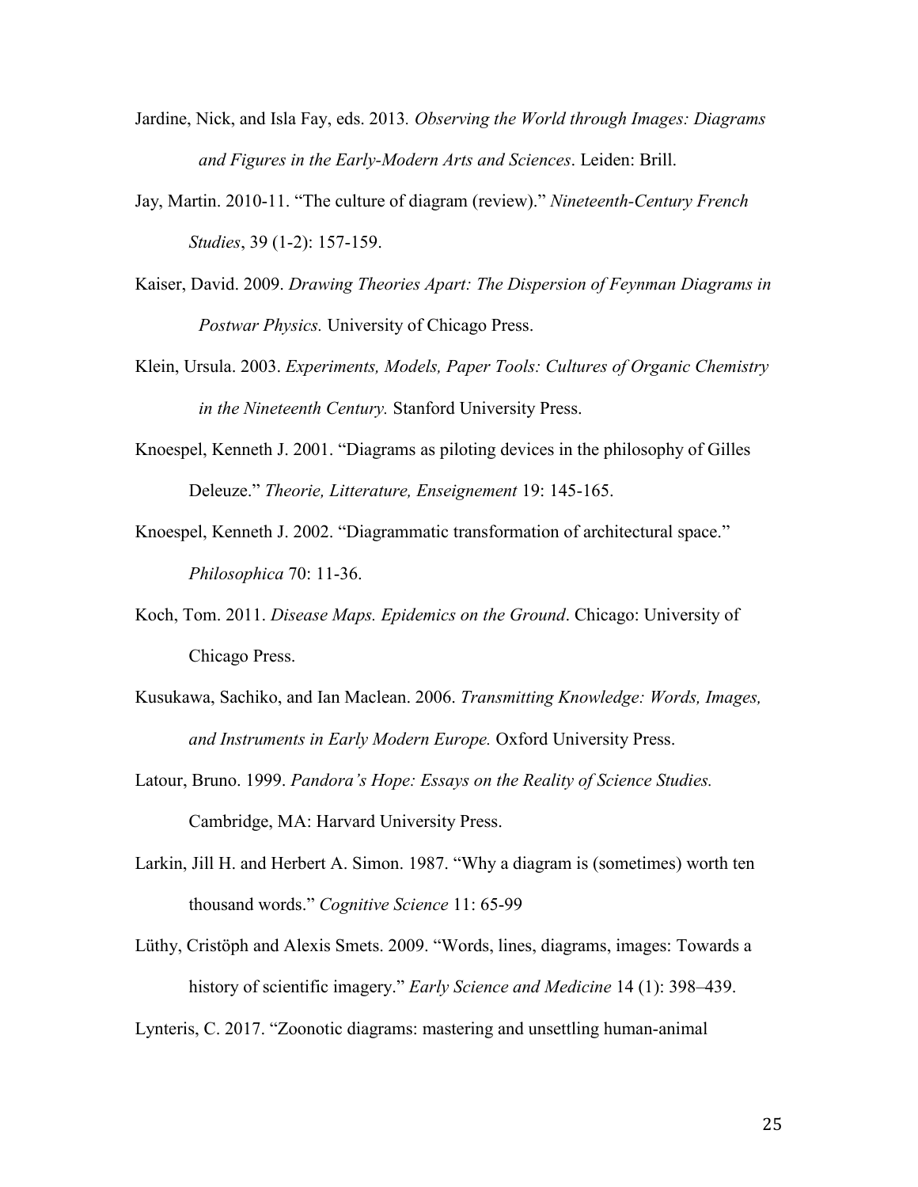Jardine, Nick, and Isla Fay, eds. 2013. *Observing the World through Images: Diagrams and Figures in the Early-Modern Arts and Sciences*. Leiden: Brill.

Jay, Martin. 2010-11. "The culture of diagram (review)." *Nineteenth-Century French Studies*, 39 (1-2): 157-159.

Kaiser, David. 2009. *Drawing Theories Apart: The Dispersion of Feynman Diagrams in Postwar Physics.* University of Chicago Press.

Klein, Ursula. 2003. *Experiments, Models, Paper Tools: Cultures of Organic Chemistry in the Nineteenth Century.* Stanford University Press.

Knoespel, Kenneth J. 2001. "Diagrams as piloting devices in the philosophy of Gilles Deleuze." *Theorie, Litterature, Enseignement* 19: 145-165.

Knoespel, Kenneth J. 2002. "Diagrammatic transformation of architectural space." *Philosophica* 70: 11-36.

Koch, Tom. 2011. *Disease Maps. Epidemics on the Ground*. Chicago: University of Chicago Press.

Kusukawa, Sachiko, and Ian Maclean. 2006. *Transmitting Knowledge: Words, Images, and Instruments in Early Modern Europe.* Oxford University Press.

Latour, Bruno. 1999. *Pandora's Hope: Essays on the Reality of Science Studies.* Cambridge, MA: Harvard University Press.

Larkin, Jill H. and Herbert A. Simon. 1987. "Why a diagram is (sometimes) worth ten thousand words." *Cognitive Science* 11: 65-99

Lüthy, Cristöph and Alexis Smets. 2009. "Words, lines, diagrams, images: Towards a history of scientific imagery." *Early Science and Medicine* 14 (1): 398–439.

Lynteris, C. 2017. "Zoonotic diagrams: mastering and unsettling human-animal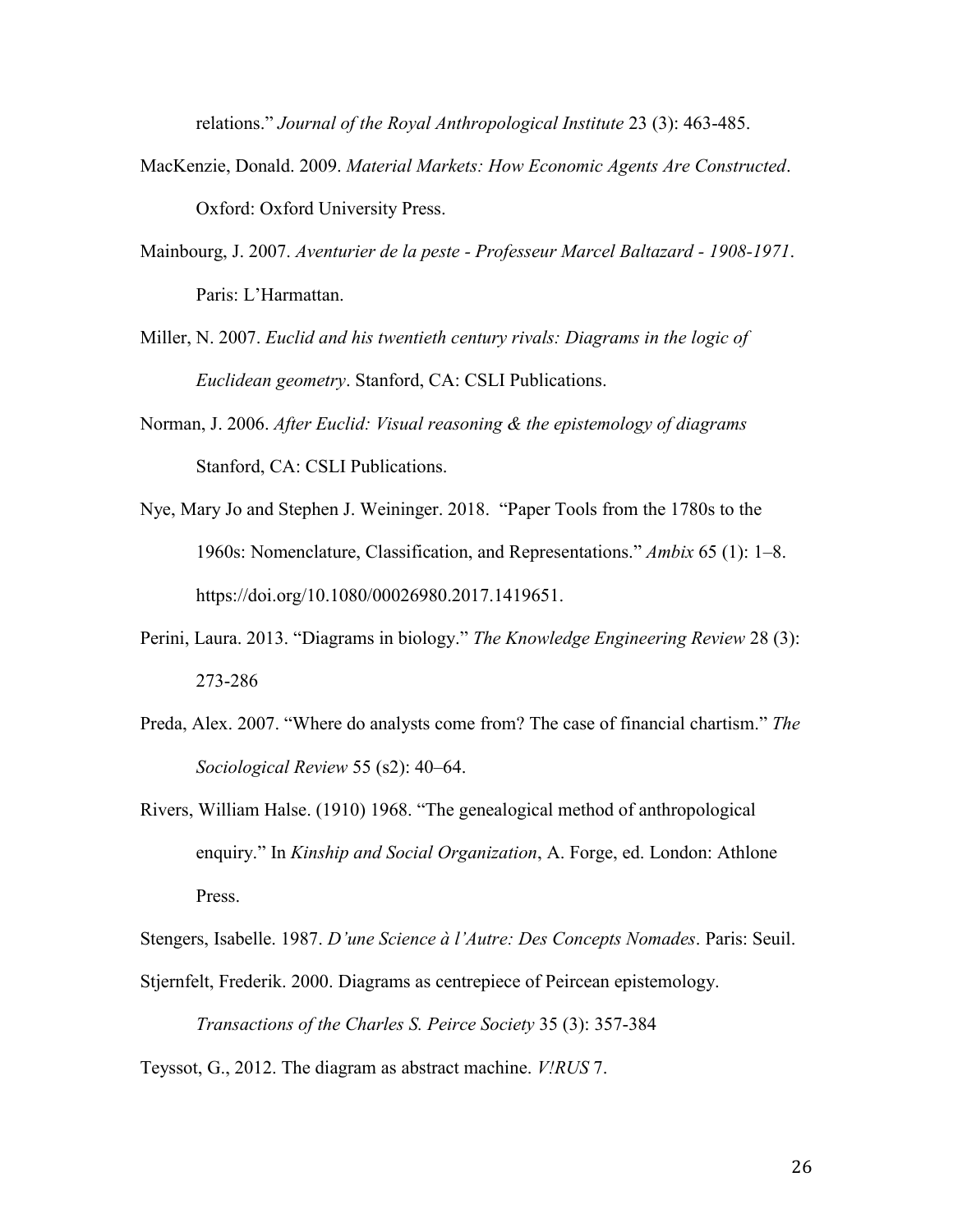relations." *Journal of the Royal Anthropological Institute* 23 (3): 463-485.

MacKenzie, Donald. 2009. *Material Markets: How Economic Agents Are Constructed*. Oxford: Oxford University Press.

Mainbourg, J. 2007. *Aventurier de la peste - Professeur Marcel Baltazard - 1908-1971*. Paris: L'Harmattan.

Miller, N. 2007. *Euclid and his twentieth century rivals: Diagrams in the logic of Euclidean geometry*. Stanford, CA: CSLI Publications.

Norman, J. 2006. *After Euclid: Visual reasoning & the epistemology of diagrams* Stanford, CA: CSLI Publications.

Nye, Mary Jo and Stephen J. Weininger. 2018. "Paper Tools from the 1780s to the 1960s: Nomenclature, Classification, and Representations." *Ambix* 65 (1): 1–8. https://doi.org/10.1080/00026980.2017.1419651.

Perini, Laura. 2013. "Diagrams in biology." *The Knowledge Engineering Review* 28 (3): 273-286

Preda, Alex. 2007. "Where do analysts come from? The case of financial chartism." *The Sociological Review* 55 (s2): 40–64.

Rivers, William Halse. (1910) 1968. "The genealogical method of anthropological enquiry." In *Kinship and Social Organization*, A. Forge, ed. London: Athlone Press.

Stengers, Isabelle. 1987. *D'une Science à l'Autre: Des Concepts Nomades*. Paris: Seuil.

Stjernfelt, Frederik. 2000. Diagrams as centrepiece of Peircean epistemology. *Transactions of the Charles S. Peirce Society* 35 (3): 357-384

Teyssot, G., 2012. The diagram as abstract machine. *V!RUS* 7.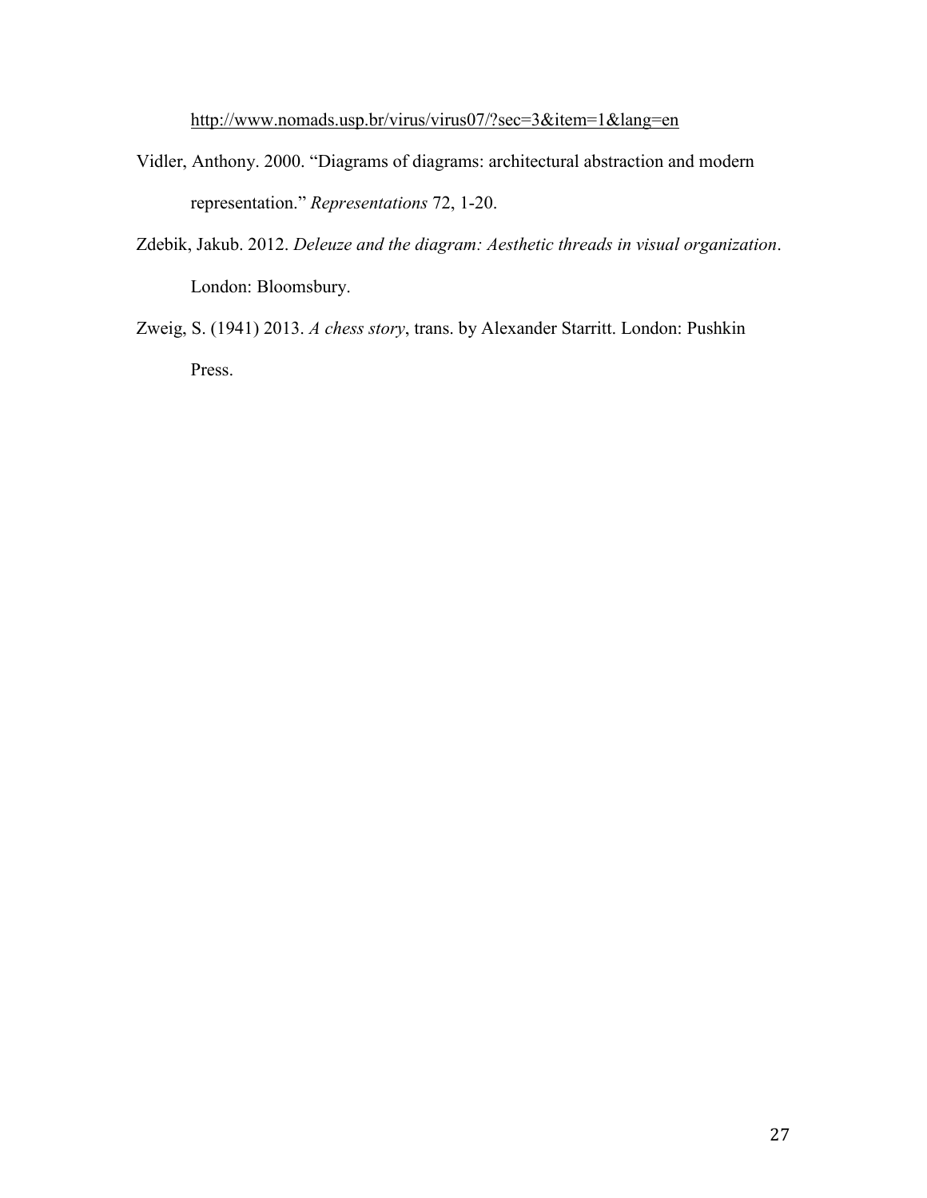http://www.nomads.usp.br/virus/virus07/?sec=3&item=1&lang=en

Vidler, Anthony. 2000. "Diagrams of diagrams: architectural abstraction and modern representation." *Representations* 72, 1-20.

Zdebik, Jakub. 2012. *Deleuze and the diagram: Aesthetic threads in visual organization*. London: Bloomsbury.

Zweig, S. (1941) 2013. *A chess story*, trans. by Alexander Starritt. London: Pushkin Press.